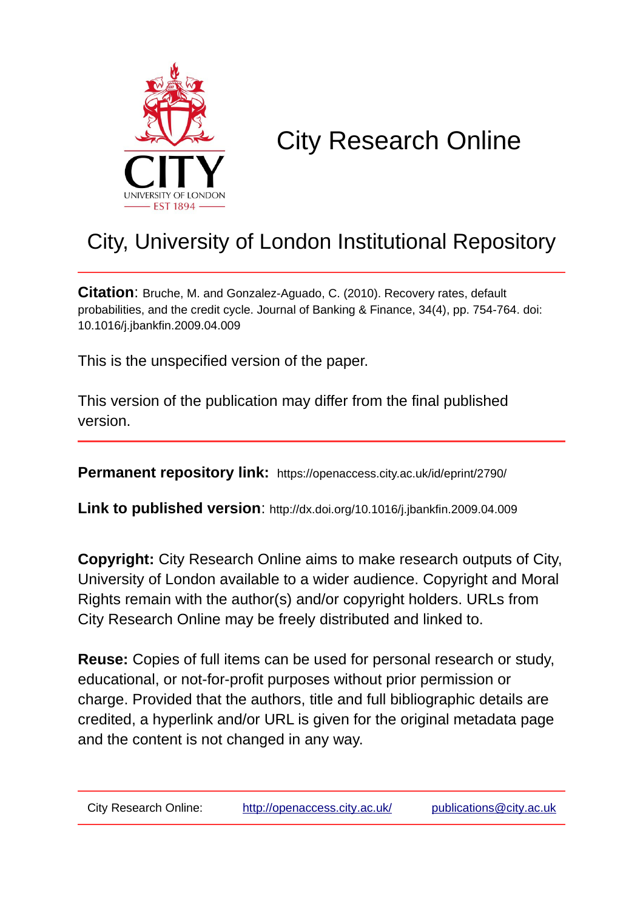# City Research Online

## City, University of London Institutional Repository

**Citation**: Bruche, M. and Gonzalez-Aguado, C. (2010). Recovery rates, default probabilities, and the credit cycle. Journal of Banking & Finance, 34(4), pp. 754-764. doi: 10.1016/j.jbankfin.2009.04.009

This is the unspecified version of the paper.

This version of the publication may differ from the final published version.

**Permanent repository link:** https://openaccess.city.ac.uk/id/eprint/2790/

**Link to published version**: http://dx.doi.org/10.1016/j.jbankfin.2009.04.009

**Copyright:** City Research Online aims to make research outputs of City, University of London available to a wider audience. Copyright and Moral Rights remain with the author(s) and/or copyright holders. URLs from City Research Online may be freely distributed and linked to.

**Reuse:** Copies of full items can be used for personal research or study, educational, or not-for-profit purposes without prior permission or charge. Provided that the authors, title and full bibliographic details are credited, a hyperlink and/or URL is given for the original metadata page and the content is not changed in any way.

City Research Online: http://openaccess.city.ac.uk/ publications@city.ac.uk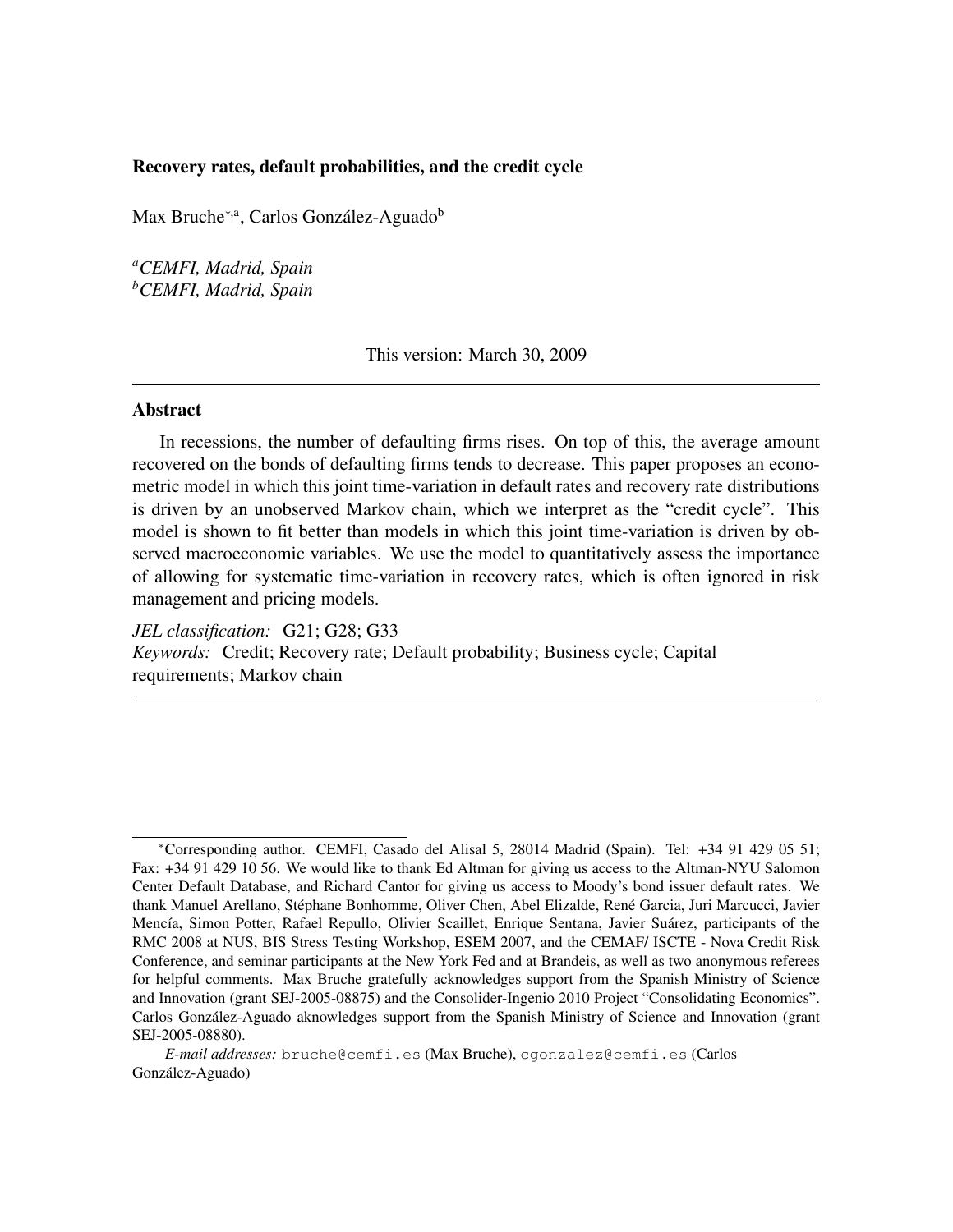**Recovery rates, default probabilities, and the credit cycle**

Max Bruche[*,a], Carlos González-Aguado[b]

[a]*CEMFI, Madrid, Spain*
[b]*CEMFI, Madrid, Spain*

This version: March 30, 2009

---

**Abstract**

In recessions, the number of defaulting firms rises. On top of this, the average amount recovered on the bonds of defaulting firms tends to decrease. This paper proposes an econometric model in which this joint time-variation in default rates and recovery rate distributions is driven by an unobserved Markov chain, which we interpret as the "credit cycle". This model is shown to fit better than models in which this joint time-variation is driven by observed macroeconomic variables. We use the model to quantitatively assess the importance of allowing for systematic time-variation in recovery rates, which is often ignored in risk management and pricing models.

*JEL classification:* G21; G28; G33
*Keywords:* Credit; Recovery rate; Default probability; Business cycle; Capital requirements; Markov chain

---

[*]Corresponding author. CEMFI, Casado del Alisal 5, 28014 Madrid (Spain). Tel: +34 91 429 05 51; Fax: +34 91 429 10 56. We would like to thank Ed Altman for giving us access to the Altman-NYU Salomon Center Default Database, and Richard Cantor for giving us access to Moody's bond issuer default rates. We thank Manuel Arellano, Stéphane Bonhomme, Oliver Chen, Abel Elizalde, René Garcia, Juri Marcucci, Javier Mencía, Simon Potter, Rafael Repullo, Olivier Scaillet, Enrique Sentana, Javier Suárez, participants of the RMC 2008 at NUS, BIS Stress Testing Workshop, ESEM 2007, and the CEMAF/ ISCTE - Nova Credit Risk Conference, and seminar participants at the New York Fed and at Brandeis, as well as two anonymous referees for helpful comments. Max Bruche gratefully acknowledges support from the Spanish Ministry of Science and Innovation (grant SEJ-2005-08875) and the Consolider-Ingenio 2010 Project "Consolidating Economics". Carlos González-Aguado aknowledges support from the Spanish Ministry of Science and Innovation (grant SEJ-2005-08880).

*E-mail addresses:* bruche@cemfi.es (Max Bruche), cgonzalez@cemfi.es (Carlos González-Aguado)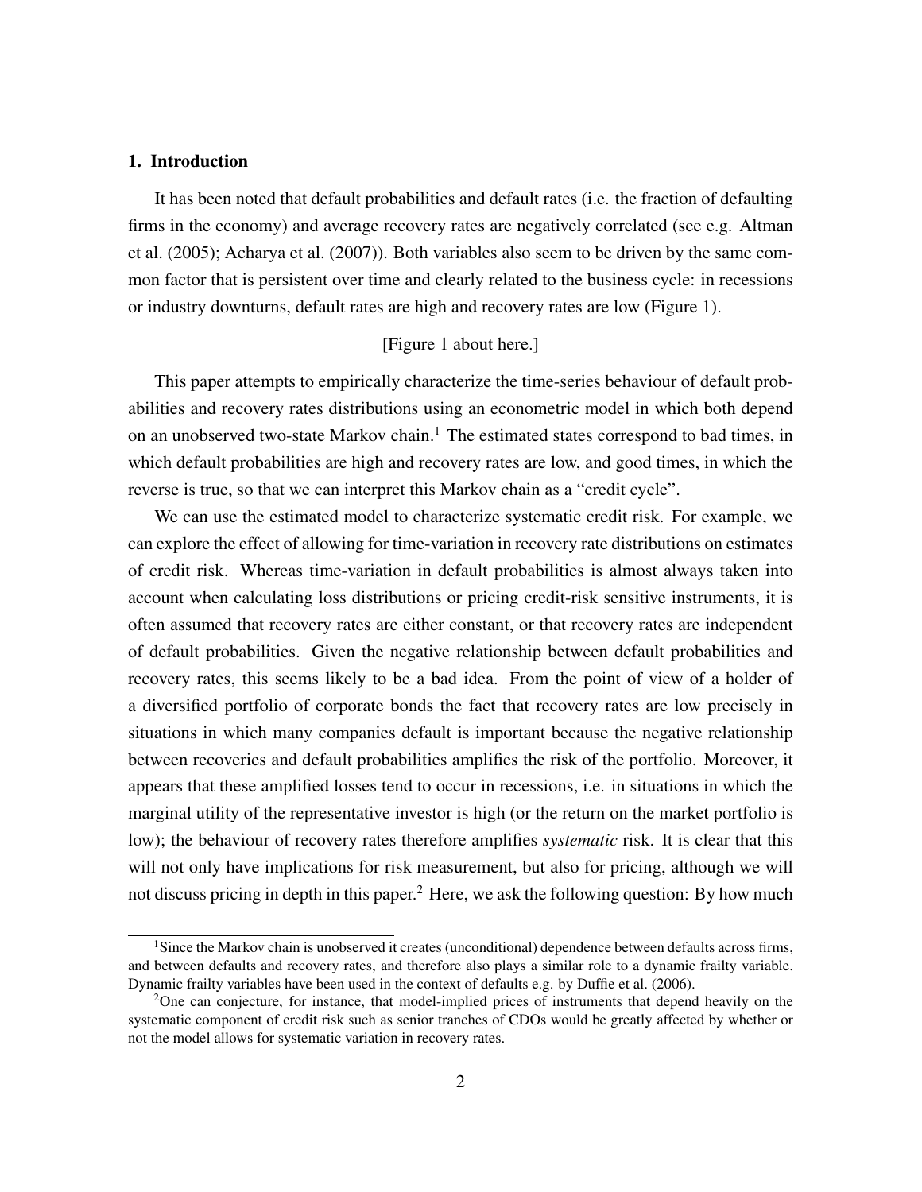## 1. Introduction

It has been noted that default probabilities and default rates (i.e. the fraction of defaulting firms in the economy) and average recovery rates are negatively correlated (see e.g. Altman et al. (2005); Acharya et al. (2007)). Both variables also seem to be driven by the same common factor that is persistent over time and clearly related to the business cycle: in recessions or industry downturns, default rates are high and recovery rates are low (Figure 1).

[Figure 1 about here.]

This paper attempts to empirically characterize the time-series behaviour of default probabilities and recovery rates distributions using an econometric model in which both depend on an unobserved two-state Markov chain.[1] The estimated states correspond to bad times, in which default probabilities are high and recovery rates are low, and good times, in which the reverse is true, so that we can interpret this Markov chain as a "credit cycle".

We can use the estimated model to characterize systematic credit risk. For example, we can explore the effect of allowing for time-variation in recovery rate distributions on estimates of credit risk. Whereas time-variation in default probabilities is almost always taken into account when calculating loss distributions or pricing credit-risk sensitive instruments, it is often assumed that recovery rates are either constant, or that recovery rates are independent of default probabilities. Given the negative relationship between default probabilities and recovery rates, this seems likely to be a bad idea. From the point of view of a holder of a diversified portfolio of corporate bonds the fact that recovery rates are low precisely in situations in which many companies default is important because the negative relationship between recoveries and default probabilities amplifies the risk of the portfolio. Moreover, it appears that these amplified losses tend to occur in recessions, i.e. in situations in which the marginal utility of the representative investor is high (or the return on the market portfolio is low); the behaviour of recovery rates therefore amplifies *systematic* risk. It is clear that this will not only have implications for risk measurement, but also for pricing, although we will not discuss pricing in depth in this paper.[2] Here, we ask the following question: By how much

[1] Since the Markov chain is unobserved it creates (unconditional) dependence between defaults across firms, and between defaults and recovery rates, and therefore also plays a similar role to a dynamic frailty variable. Dynamic frailty variables have been used in the context of defaults e.g. by Duffie et al. (2006).

[2] One can conjecture, for instance, that model-implied prices of instruments that depend heavily on the systematic component of credit risk such as senior tranches of CDOs would be greatly affected by whether or not the model allows for systematic variation in recovery rates.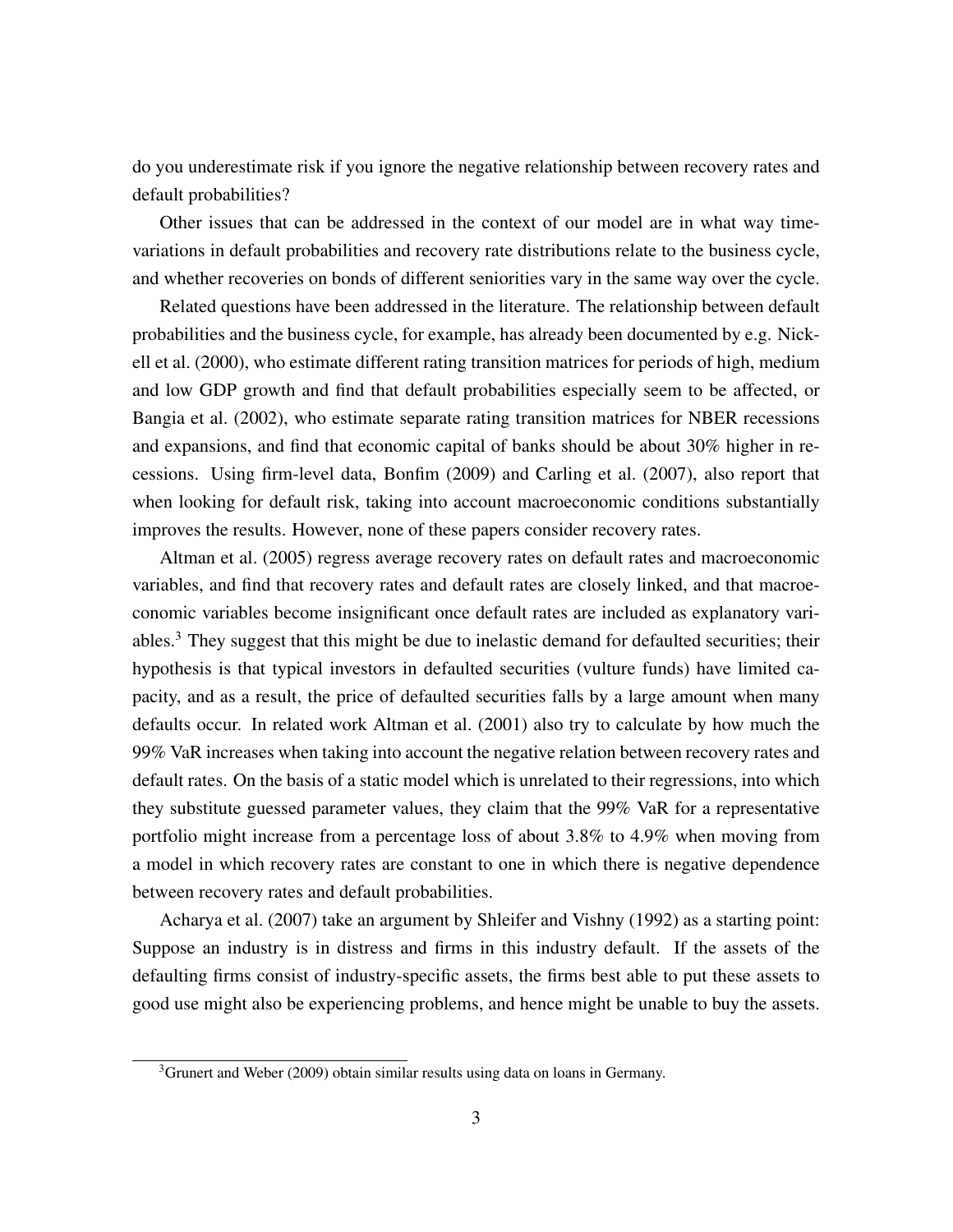do you underestimate risk if you ignore the negative relationship between recovery rates and default probabilities?

Other issues that can be addressed in the context of our model are in what way time-variations in default probabilities and recovery rate distributions relate to the business cycle, and whether recoveries on bonds of different seniorities vary in the same way over the cycle.

Related questions have been addressed in the literature. The relationship between default probabilities and the business cycle, for example, has already been documented by e.g. Nickell et al. (2000), who estimate different rating transition matrices for periods of high, medium and low GDP growth and find that default probabilities especially seem to be affected, or Bangia et al. (2002), who estimate separate rating transition matrices for NBER recessions and expansions, and find that economic capital of banks should be about 30% higher in recessions. Using firm-level data, Bonfim (2009) and Carling et al. (2007), also report that when looking for default risk, taking into account macroeconomic conditions substantially improves the results. However, none of these papers consider recovery rates.

Altman et al. (2005) regress average recovery rates on default rates and macroeconomic variables, and find that recovery rates and default rates are closely linked, and that macroeconomic variables become insignificant once default rates are included as explanatory variables.[3] They suggest that this might be due to inelastic demand for defaulted securities; their hypothesis is that typical investors in defaulted securities (vulture funds) have limited capacity, and as a result, the price of defaulted securities falls by a large amount when many defaults occur. In related work Altman et al. (2001) also try to calculate by how much the 99% VaR increases when taking into account the negative relation between recovery rates and default rates. On the basis of a static model which is unrelated to their regressions, into which they substitute guessed parameter values, they claim that the 99% VaR for a representative portfolio might increase from a percentage loss of about 3.8% to 4.9% when moving from a model in which recovery rates are constant to one in which there is negative dependence between recovery rates and default probabilities.

Acharya et al. (2007) take an argument by Shleifer and Vishny (1992) as a starting point: Suppose an industry is in distress and firms in this industry default. If the assets of the defaulting firms consist of industry-specific assets, the firms best able to put these assets to good use might also be experiencing problems, and hence might be unable to buy the assets.

[3] Grunert and Weber (2009) obtain similar results using data on loans in Germany.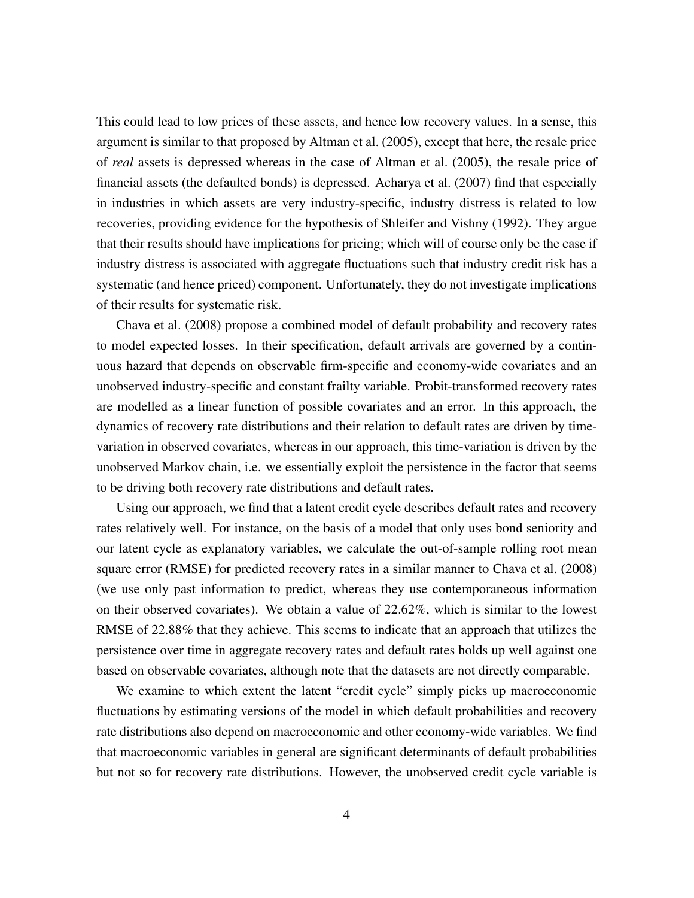This could lead to low prices of these assets, and hence low recovery values. In a sense, this argument is similar to that proposed by Altman et al. (2005), except that here, the resale price of *real* assets is depressed whereas in the case of Altman et al. (2005), the resale price of financial assets (the defaulted bonds) is depressed. Acharya et al. (2007) find that especially in industries in which assets are very industry-specific, industry distress is related to low recoveries, providing evidence for the hypothesis of Shleifer and Vishny (1992). They argue that their results should have implications for pricing; which will of course only be the case if industry distress is associated with aggregate fluctuations such that industry credit risk has a systematic (and hence priced) component. Unfortunately, they do not investigate implications of their results for systematic risk.

Chava et al. (2008) propose a combined model of default probability and recovery rates to model expected losses. In their specification, default arrivals are governed by a continuous hazard that depends on observable firm-specific and economy-wide covariates and an unobserved industry-specific and constant frailty variable. Probit-transformed recovery rates are modelled as a linear function of possible covariates and an error. In this approach, the dynamics of recovery rate distributions and their relation to default rates are driven by time-variation in observed covariates, whereas in our approach, this time-variation is driven by the unobserved Markov chain, i.e. we essentially exploit the persistence in the factor that seems to be driving both recovery rate distributions and default rates.

Using our approach, we find that a latent credit cycle describes default rates and recovery rates relatively well. For instance, on the basis of a model that only uses bond seniority and our latent cycle as explanatory variables, we calculate the out-of-sample rolling root mean square error (RMSE) for predicted recovery rates in a similar manner to Chava et al. (2008) (we use only past information to predict, whereas they use contemporaneous information on their observed covariates). We obtain a value of 22.62%, which is similar to the lowest RMSE of 22.88% that they achieve. This seems to indicate that an approach that utilizes the persistence over time in aggregate recovery rates and default rates holds up well against one based on observable covariates, although note that the datasets are not directly comparable.

We examine to which extent the latent "credit cycle" simply picks up macroeconomic fluctuations by estimating versions of the model in which default probabilities and recovery rate distributions also depend on macroeconomic and other economy-wide variables. We find that macroeconomic variables in general are significant determinants of default probabilities but not so for recovery rate distributions. However, the unobserved credit cycle variable is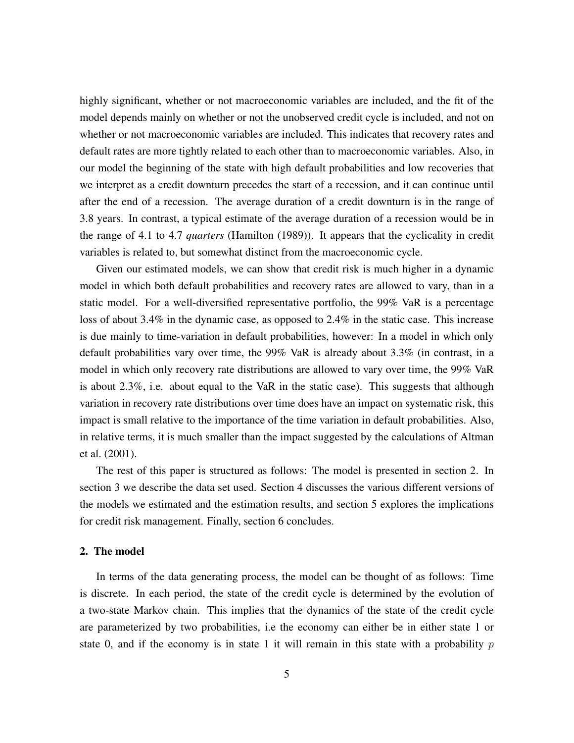highly significant, whether or not macroeconomic variables are included, and the fit of the model depends mainly on whether or not the unobserved credit cycle is included, and not on whether or not macroeconomic variables are included. This indicates that recovery rates and default rates are more tightly related to each other than to macroeconomic variables. Also, in our model the beginning of the state with high default probabilities and low recoveries that we interpret as a credit downturn precedes the start of a recession, and it can continue until after the end of a recession. The average duration of a credit downturn is in the range of 3.8 years. In contrast, a typical estimate of the average duration of a recession would be in the range of 4.1 to 4.7 *quarters* (Hamilton (1989)). It appears that the cyclicality in credit variables is related to, but somewhat distinct from the macroeconomic cycle.

Given our estimated models, we can show that credit risk is much higher in a dynamic model in which both default probabilities and recovery rates are allowed to vary, than in a static model. For a well-diversified representative portfolio, the 99% VaR is a percentage loss of about 3.4% in the dynamic case, as opposed to 2.4% in the static case. This increase is due mainly to time-variation in default probabilities, however: In a model in which only default probabilities vary over time, the 99% VaR is already about 3.3% (in contrast, in a model in which only recovery rate distributions are allowed to vary over time, the 99% VaR is about 2.3%, i.e. about equal to the VaR in the static case). This suggests that although variation in recovery rate distributions over time does have an impact on systematic risk, this impact is small relative to the importance of the time variation in default probabilities. Also, in relative terms, it is much smaller than the impact suggested by the calculations of Altman et al. (2001).

The rest of this paper is structured as follows: The model is presented in section 2. In section 3 we describe the data set used. Section 4 discusses the various different versions of the models we estimated and the estimation results, and section 5 explores the implications for credit risk management. Finally, section 6 concludes.

## 2. The model

In terms of the data generating process, the model can be thought of as follows: Time is discrete. In each period, the state of the credit cycle is determined by the evolution of a two-state Markov chain. This implies that the dynamics of the state of the credit cycle are parameterized by two probabilities, i.e the economy can either be in either state 1 or state 0, and if the economy is in state 1 it will remain in this state with a probability $p$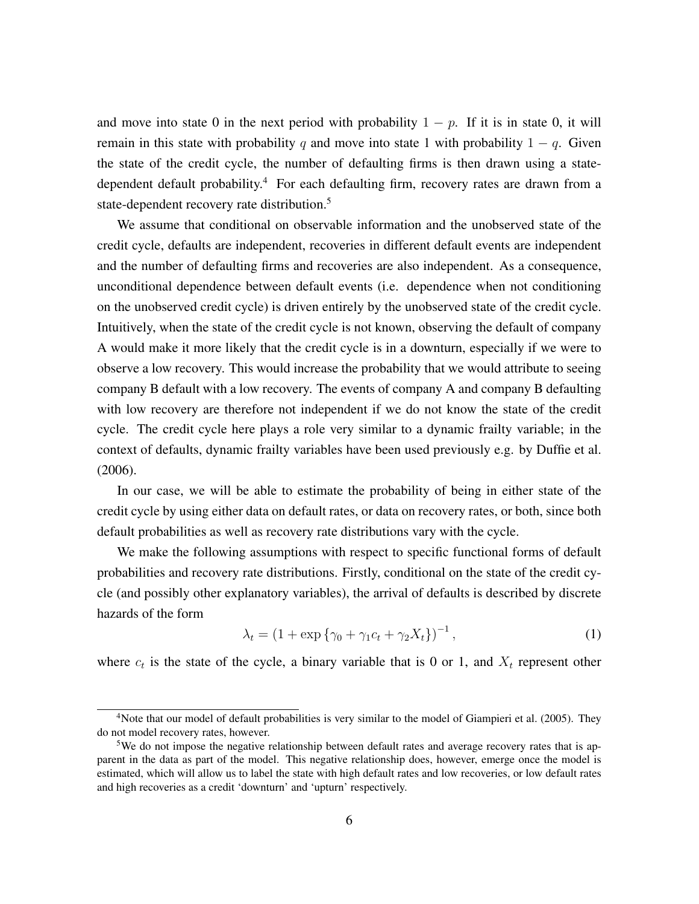and move into state 0 in the next period with probability $1 - p$. If it is in state 0, it will remain in this state with probability $q$ and move into state 1 with probability $1 - q$. Given the state of the credit cycle, the number of defaulting firms is then drawn using a state-dependent default probability.[4] For each defaulting firm, recovery rates are drawn from a state-dependent recovery rate distribution.[5]

We assume that conditional on observable information and the unobserved state of the credit cycle, defaults are independent, recoveries in different default events are independent and the number of defaulting firms and recoveries are also independent. As a consequence, unconditional dependence between default events (i.e. dependence when not conditioning on the unobserved credit cycle) is driven entirely by the unobserved state of the credit cycle. Intuitively, when the state of the credit cycle is not known, observing the default of company A would make it more likely that the credit cycle is in a downturn, especially if we were to observe a low recovery. This would increase the probability that we would attribute to seeing company B default with a low recovery. The events of company A and company B defaulting with low recovery are therefore not independent if we do not know the state of the credit cycle. The credit cycle here plays a role very similar to a dynamic frailty variable; in the context of defaults, dynamic frailty variables have been used previously e.g. by Duffie et al. (2006).

In our case, we will be able to estimate the probability of being in either state of the credit cycle by using either data on default rates, or data on recovery rates, or both, since both default probabilities as well as recovery rate distributions vary with the cycle.

We make the following assumptions with respect to specific functional forms of default probabilities and recovery rate distributions. Firstly, conditional on the state of the credit cycle (and possibly other explanatory variables), the arrival of defaults is described by discrete hazards of the form

$$\lambda_t = \left(1 + \exp\left\{\gamma_0 + \gamma_1 c_t + \gamma_2 X_t\right\}\right)^{-1}, \tag{1}$$

where $c_t$ is the state of the cycle, a binary variable that is 0 or 1, and $X_t$ represent other

[4] Note that our model of default probabilities is very similar to the model of Giampieri et al. (2005). They do not model recovery rates, however.

[5] We do not impose the negative relationship between default rates and average recovery rates that is apparent in the data as part of the model. This negative relationship does, however, emerge once the model is estimated, which will allow us to label the state with high default rates and low recoveries, or low default rates and high recoveries as a credit 'downturn' and 'upturn' respectively.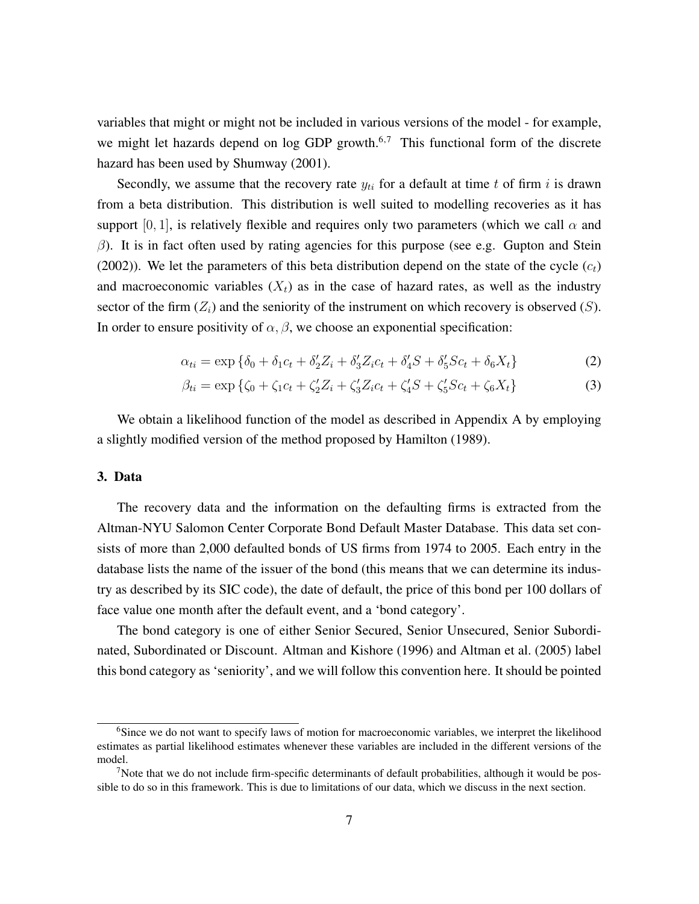variables that might or might not be included in various versions of the model - for example, we might let hazards depend on log GDP growth.[6,7] This functional form of the discrete hazard has been used by Shumway (2001).

Secondly, we assume that the recovery rate $y_{ti}$ for a default at time $t$ of firm $i$ is drawn from a beta distribution. This distribution is well suited to modelling recoveries as it has support $[0, 1]$, is relatively flexible and requires only two parameters (which we call $\alpha$ and $\beta$). It is in fact often used by rating agencies for this purpose (see e.g. Gupton and Stein (2002)). We let the parameters of this beta distribution depend on the state of the cycle ($c_t$) and macroeconomic variables ($X_t$) as in the case of hazard rates, as well as the industry sector of the firm ($Z_i$) and the seniority of the instrument on which recovery is observed ($S$). In order to ensure positivity of $\alpha, \beta$, we choose an exponential specification:

$$\alpha_{ti} = \exp\{\delta_0 + \delta_1 c_t + \delta_2' Z_i + \delta_3' Z_i c_t + \delta_4' S + \delta_5' S c_t + \delta_6 X_t\} \tag{2}$$

$$\beta_{ti} = \exp\{\zeta_0 + \zeta_1 c_t + \zeta_2' Z_i + \zeta_3' Z_i c_t + \zeta_4' S + \zeta_5' S c_t + \zeta_6 X_t\} \tag{3}$$

We obtain a likelihood function of the model as described in Appendix A by employing a slightly modified version of the method proposed by Hamilton (1989).

## 3. Data

The recovery data and the information on the defaulting firms is extracted from the Altman-NYU Salomon Center Corporate Bond Default Master Database. This data set consists of more than 2,000 defaulted bonds of US firms from 1974 to 2005. Each entry in the database lists the name of the issuer of the bond (this means that we can determine its industry as described by its SIC code), the date of default, the price of this bond per 100 dollars of face value one month after the default event, and a 'bond category'.

The bond category is one of either Senior Secured, Senior Unsecured, Senior Subordinated, Subordinated or Discount. Altman and Kishore (1996) and Altman et al. (2005) label this bond category as 'seniority', and we will follow this convention here. It should be pointed

---

[6] Since we do not want to specify laws of motion for macroeconomic variables, we interpret the likelihood estimates as partial likelihood estimates whenever these variables are included in the different versions of the model.

[7] Note that we do not include firm-specific determinants of default probabilities, although it would be possible to do so in this framework. This is due to limitations of our data, which we discuss in the next section.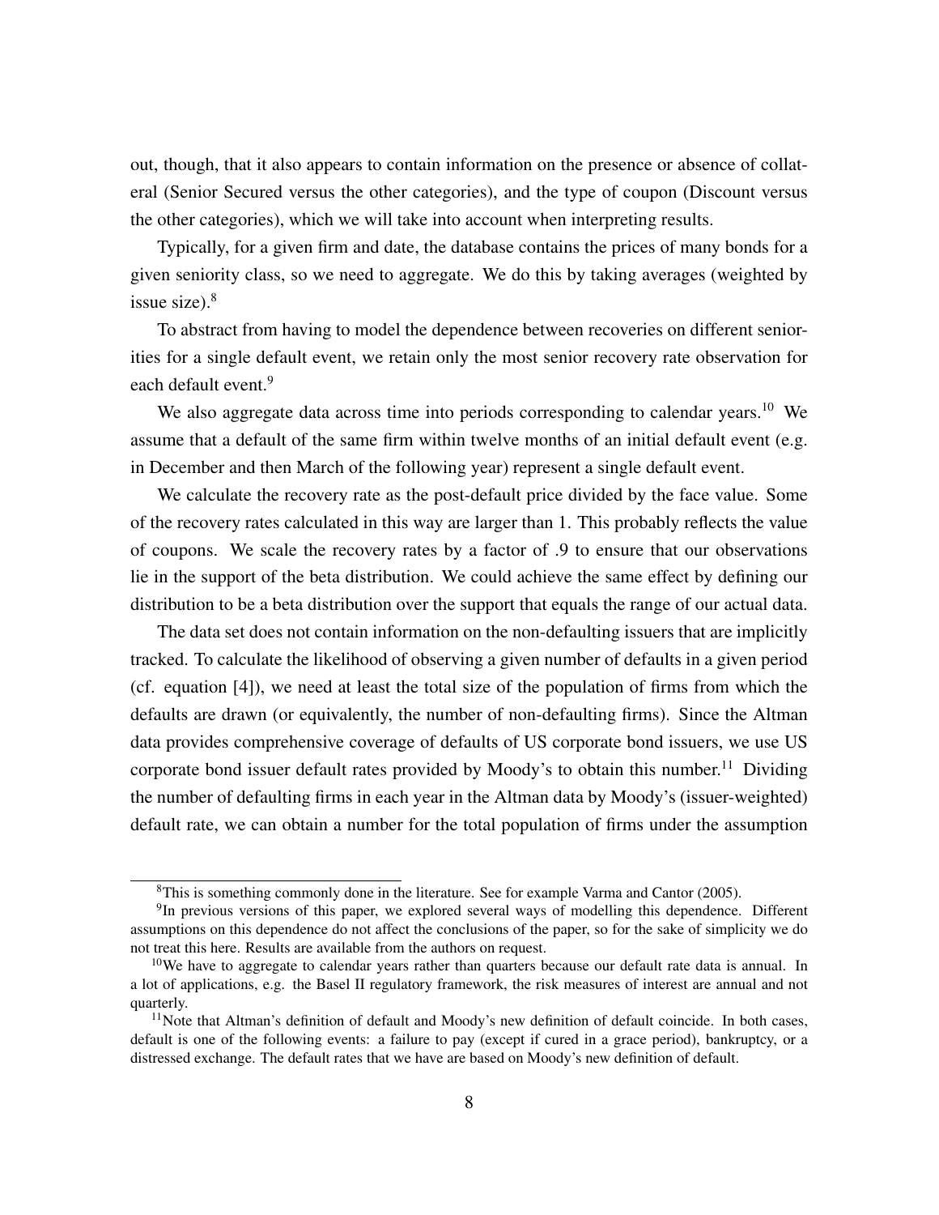out, though, that it also appears to contain information on the presence or absence of collateral (Senior Secured versus the other categories), and the type of coupon (Discount versus the other categories), which we will take into account when interpreting results.

Typically, for a given firm and date, the database contains the prices of many bonds for a given seniority class, so we need to aggregate. We do this by taking averages (weighted by issue size).[8]

To abstract from having to model the dependence between recoveries on different seniorities for a single default event, we retain only the most senior recovery rate observation for each default event.[9]

We also aggregate data across time into periods corresponding to calendar years.[10] We assume that a default of the same firm within twelve months of an initial default event (e.g. in December and then March of the following year) represent a single default event.

We calculate the recovery rate as the post-default price divided by the face value. Some of the recovery rates calculated in this way are larger than 1. This probably reflects the value of coupons. We scale the recovery rates by a factor of .9 to ensure that our observations lie in the support of the beta distribution. We could achieve the same effect by defining our distribution to be a beta distribution over the support that equals the range of our actual data.

The data set does not contain information on the non-defaulting issuers that are implicitly tracked. To calculate the likelihood of observing a given number of defaults in a given period (cf. equation [4]), we need at least the total size of the population of firms from which the defaults are drawn (or equivalently, the number of non-defaulting firms). Since the Altman data provides comprehensive coverage of defaults of US corporate bond issuers, we use US corporate bond issuer default rates provided by Moody's to obtain this number.[11] Dividing the number of defaulting firms in each year in the Altman data by Moody's (issuer-weighted) default rate, we can obtain a number for the total population of firms under the assumption

---

[8] This is something commonly done in the literature. See for example Varma and Cantor (2005).

[9] In previous versions of this paper, we explored several ways of modelling this dependence. Different assumptions on this dependence do not affect the conclusions of the paper, so for the sake of simplicity we do not treat this here. Results are available from the authors on request.

[10] We have to aggregate to calendar years rather than quarters because our default rate data is annual. In a lot of applications, e.g. the Basel II regulatory framework, the risk measures of interest are annual and not quarterly.

[11] Note that Altman's definition of default and Moody's new definition of default coincide. In both cases, default is one of the following events: a failure to pay (except if cured in a grace period), bankruptcy, or a distressed exchange. The default rates that we have are based on Moody's new definition of default.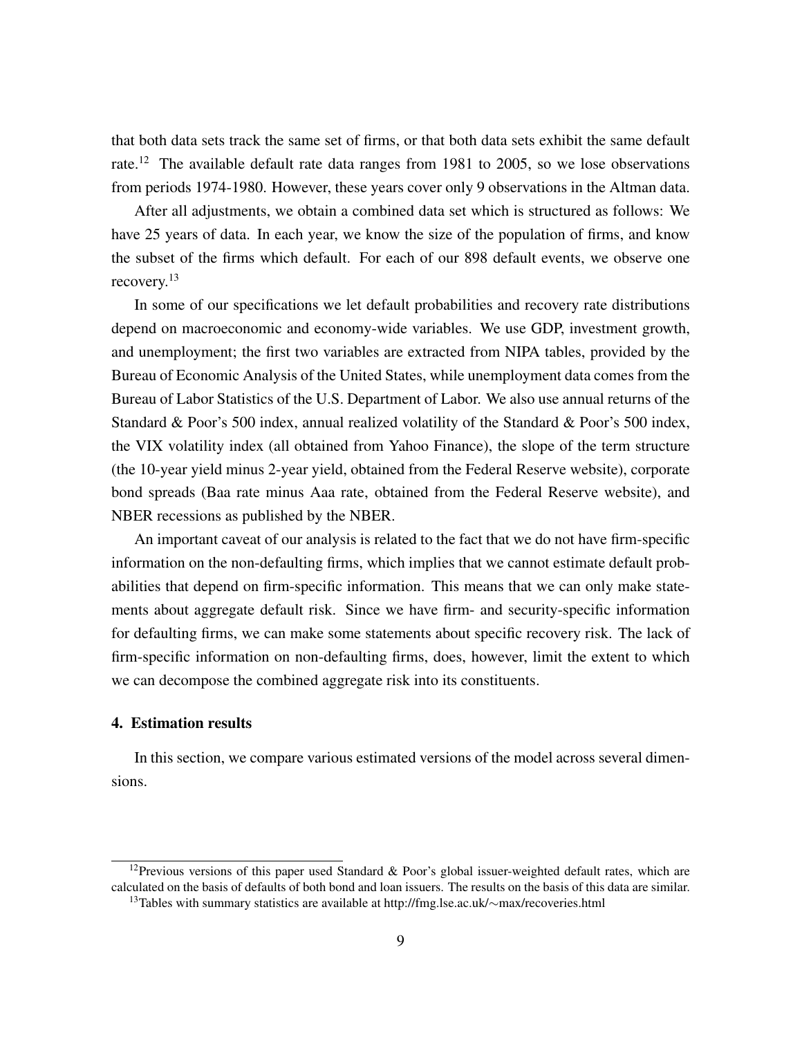that both data sets track the same set of firms, or that both data sets exhibit the same default rate.[12] The available default rate data ranges from 1981 to 2005, so we lose observations from periods 1974-1980. However, these years cover only 9 observations in the Altman data.

After all adjustments, we obtain a combined data set which is structured as follows: We have 25 years of data. In each year, we know the size of the population of firms, and know the subset of the firms which default. For each of our 898 default events, we observe one recovery.[13]

In some of our specifications we let default probabilities and recovery rate distributions depend on macroeconomic and economy-wide variables. We use GDP, investment growth, and unemployment; the first two variables are extracted from NIPA tables, provided by the Bureau of Economic Analysis of the United States, while unemployment data comes from the Bureau of Labor Statistics of the U.S. Department of Labor. We also use annual returns of the Standard & Poor's 500 index, annual realized volatility of the Standard & Poor's 500 index, the VIX volatility index (all obtained from Yahoo Finance), the slope of the term structure (the 10-year yield minus 2-year yield, obtained from the Federal Reserve website), corporate bond spreads (Baa rate minus Aaa rate, obtained from the Federal Reserve website), and NBER recessions as published by the NBER.

An important caveat of our analysis is related to the fact that we do not have firm-specific information on the non-defaulting firms, which implies that we cannot estimate default probabilities that depend on firm-specific information. This means that we can only make statements about aggregate default risk. Since we have firm- and security-specific information for defaulting firms, we can make some statements about specific recovery risk. The lack of firm-specific information on non-defaulting firms, does, however, limit the extent to which we can decompose the combined aggregate risk into its constituents.

## 4. Estimation results

In this section, we compare various estimated versions of the model across several dimensions.

---

[12] Previous versions of this paper used Standard & Poor's global issuer-weighted default rates, which are calculated on the basis of defaults of both bond and loan issuers. The results on the basis of this data are similar.

[13] Tables with summary statistics are available at http://fmg.lse.ac.uk/∼max/recoveries.html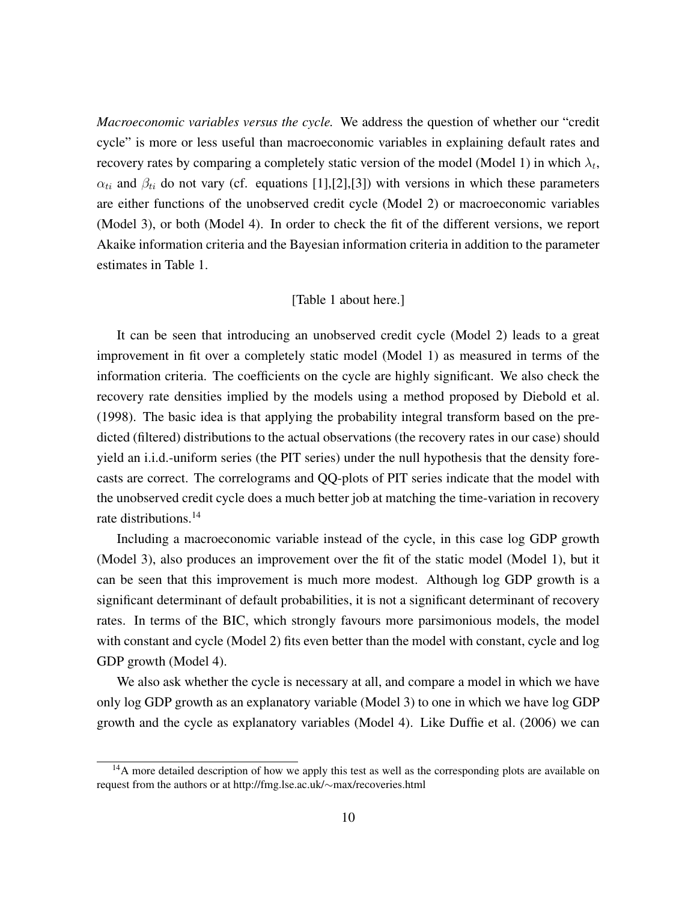*Macroeconomic variables versus the cycle.* We address the question of whether our "credit cycle" is more or less useful than macroeconomic variables in explaining default rates and recovery rates by comparing a completely static version of the model (Model 1) in which $\lambda_t$, $\alpha_{ti}$ and $\beta_{ti}$ do not vary (cf. equations [1],[2],[3]) with versions in which these parameters are either functions of the unobserved credit cycle (Model 2) or macroeconomic variables (Model 3), or both (Model 4). In order to check the fit of the different versions, we report Akaike information criteria and the Bayesian information criteria in addition to the parameter estimates in Table 1.

[Table 1 about here.]

It can be seen that introducing an unobserved credit cycle (Model 2) leads to a great improvement in fit over a completely static model (Model 1) as measured in terms of the information criteria. The coefficients on the cycle are highly significant. We also check the recovery rate densities implied by the models using a method proposed by Diebold et al. (1998). The basic idea is that applying the probability integral transform based on the predicted (filtered) distributions to the actual observations (the recovery rates in our case) should yield an i.i.d.-uniform series (the PIT series) under the null hypothesis that the density forecasts are correct. The correlograms and QQ-plots of PIT series indicate that the model with the unobserved credit cycle does a much better job at matching the time-variation in recovery rate distributions.[14]

Including a macroeconomic variable instead of the cycle, in this case log GDP growth (Model 3), also produces an improvement over the fit of the static model (Model 1), but it can be seen that this improvement is much more modest. Although log GDP growth is a significant determinant of default probabilities, it is not a significant determinant of recovery rates. In terms of the BIC, which strongly favours more parsimonious models, the model with constant and cycle (Model 2) fits even better than the model with constant, cycle and log GDP growth (Model 4).

We also ask whether the cycle is necessary at all, and compare a model in which we have only log GDP growth as an explanatory variable (Model 3) to one in which we have log GDP growth and the cycle as explanatory variables (Model 4). Like Duffie et al. (2006) we can

[14] A more detailed description of how we apply this test as well as the corresponding plots are available on request from the authors or at http://fmg.lse.ac.uk/∼max/recoveries.html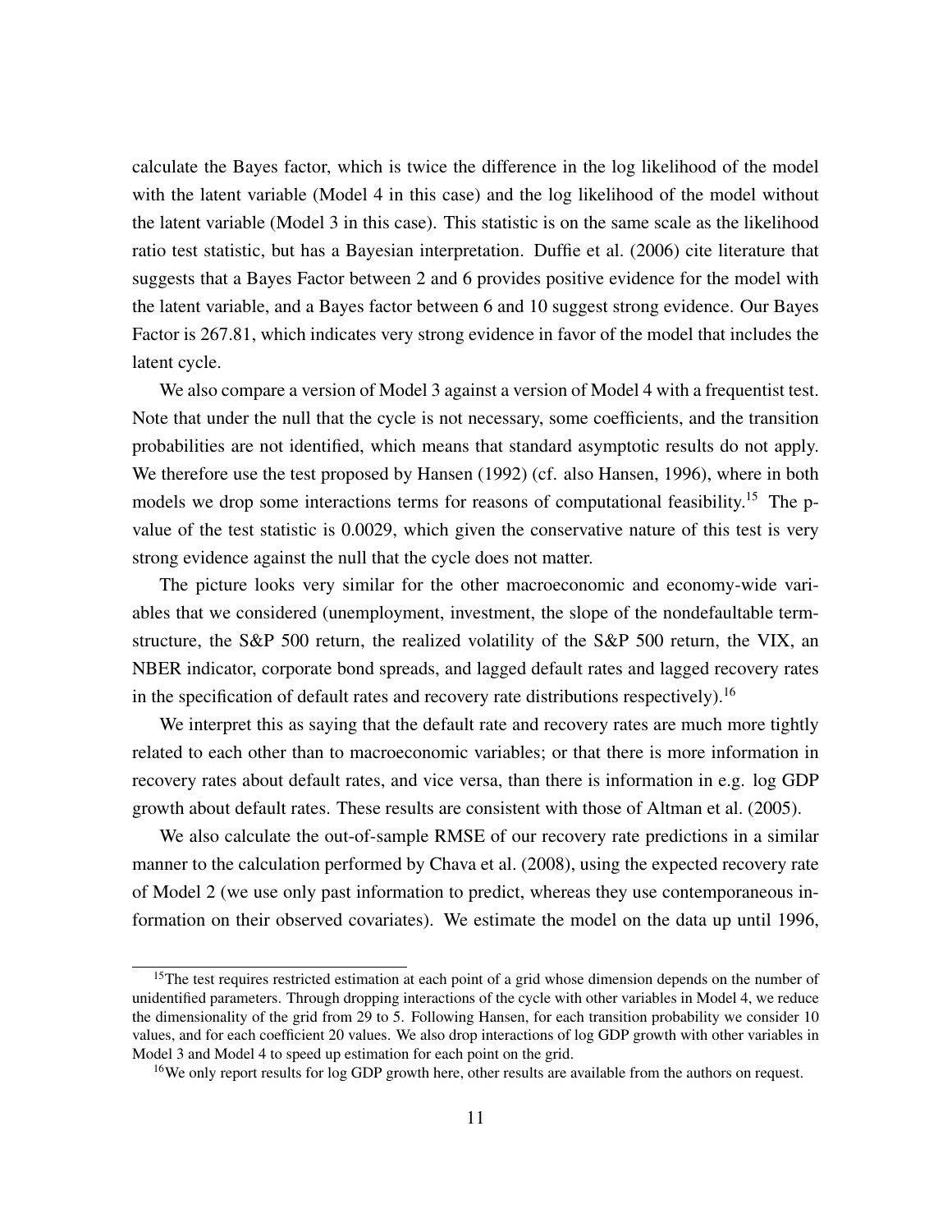calculate the Bayes factor, which is twice the difference in the log likelihood of the model with the latent variable (Model 4 in this case) and the log likelihood of the model without the latent variable (Model 3 in this case). This statistic is on the same scale as the likelihood ratio test statistic, but has a Bayesian interpretation. Duffie et al. (2006) cite literature that suggests that a Bayes Factor between 2 and 6 provides positive evidence for the model with the latent variable, and a Bayes factor between 6 and 10 suggest strong evidence. Our Bayes Factor is 267.81, which indicates very strong evidence in favor of the model that includes the latent cycle.

We also compare a version of Model 3 against a version of Model 4 with a frequentist test. Note that under the null that the cycle is not necessary, some coefficients, and the transition probabilities are not identified, which means that standard asymptotic results do not apply. We therefore use the test proposed by Hansen (1992) (cf. also Hansen, 1996), where in both models we drop some interactions terms for reasons of computational feasibility.[15] The p-value of the test statistic is 0.0029, which given the conservative nature of this test is very strong evidence against the null that the cycle does not matter.

The picture looks very similar for the other macroeconomic and economy-wide variables that we considered (unemployment, investment, the slope of the nondefaultable term-structure, the S&P 500 return, the realized volatility of the S&P 500 return, the VIX, an NBER indicator, corporate bond spreads, and lagged default rates and lagged recovery rates in the specification of default rates and recovery rate distributions respectively).[16]

We interpret this as saying that the default rate and recovery rates are much more tightly related to each other than to macroeconomic variables; or that there is more information in recovery rates about default rates, and vice versa, than there is information in e.g. log GDP growth about default rates. These results are consistent with those of Altman et al. (2005).

We also calculate the out-of-sample RMSE of our recovery rate predictions in a similar manner to the calculation performed by Chava et al. (2008), using the expected recovery rate of Model 2 (we use only past information to predict, whereas they use contemporaneous information on their observed covariates). We estimate the model on the data up until 1996,

---

[15] The test requires restricted estimation at each point of a grid whose dimension depends on the number of unidentified parameters. Through dropping interactions of the cycle with other variables in Model 4, we reduce the dimensionality of the grid from 29 to 5. Following Hansen, for each transition probability we consider 10 values, and for each coefficient 20 values. We also drop interactions of log GDP growth with other variables in Model 3 and Model 4 to speed up estimation for each point on the grid.

[16] We only report results for log GDP growth here, other results are available from the authors on request.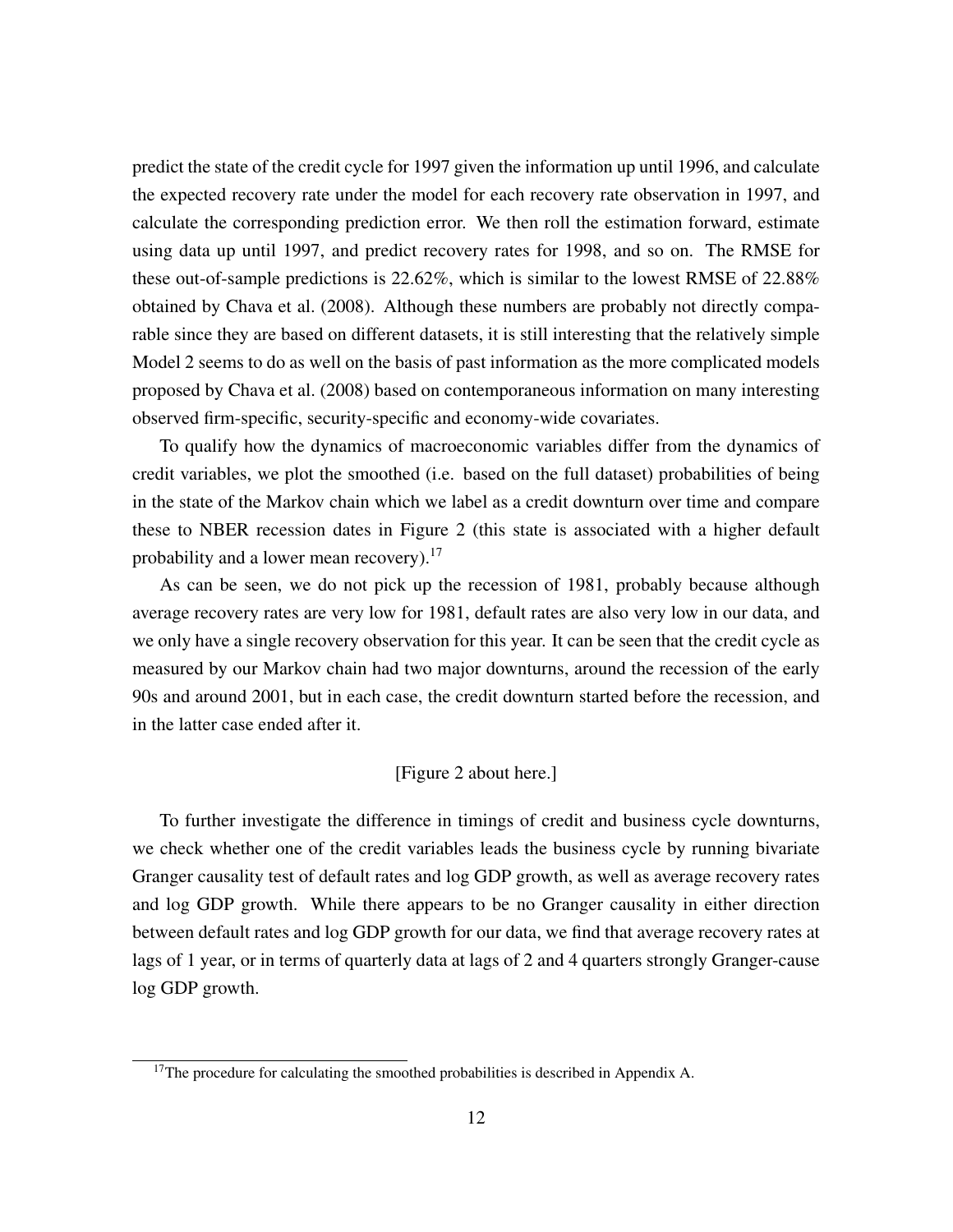predict the state of the credit cycle for 1997 given the information up until 1996, and calculate the expected recovery rate under the model for each recovery rate observation in 1997, and calculate the corresponding prediction error. We then roll the estimation forward, estimate using data up until 1997, and predict recovery rates for 1998, and so on. The RMSE for these out-of-sample predictions is 22.62%, which is similar to the lowest RMSE of 22.88% obtained by Chava et al. (2008). Although these numbers are probably not directly comparable since they are based on different datasets, it is still interesting that the relatively simple Model 2 seems to do as well on the basis of past information as the more complicated models proposed by Chava et al. (2008) based on contemporaneous information on many interesting observed firm-specific, security-specific and economy-wide covariates.

To qualify how the dynamics of macroeconomic variables differ from the dynamics of credit variables, we plot the smoothed (i.e. based on the full dataset) probabilities of being in the state of the Markov chain which we label as a credit downturn over time and compare these to NBER recession dates in Figure 2 (this state is associated with a higher default probability and a lower mean recovery).[17]

As can be seen, we do not pick up the recession of 1981, probably because although average recovery rates are very low for 1981, default rates are also very low in our data, and we only have a single recovery observation for this year. It can be seen that the credit cycle as measured by our Markov chain had two major downturns, around the recession of the early 90s and around 2001, but in each case, the credit downturn started before the recession, and in the latter case ended after it.

[Figure 2 about here.]

To further investigate the difference in timings of credit and business cycle downturns, we check whether one of the credit variables leads the business cycle by running bivariate Granger causality test of default rates and log GDP growth, as well as average recovery rates and log GDP growth. While there appears to be no Granger causality in either direction between default rates and log GDP growth for our data, we find that average recovery rates at lags of 1 year, or in terms of quarterly data at lags of 2 and 4 quarters strongly Granger-cause log GDP growth.

[17]The procedure for calculating the smoothed probabilities is described in Appendix A.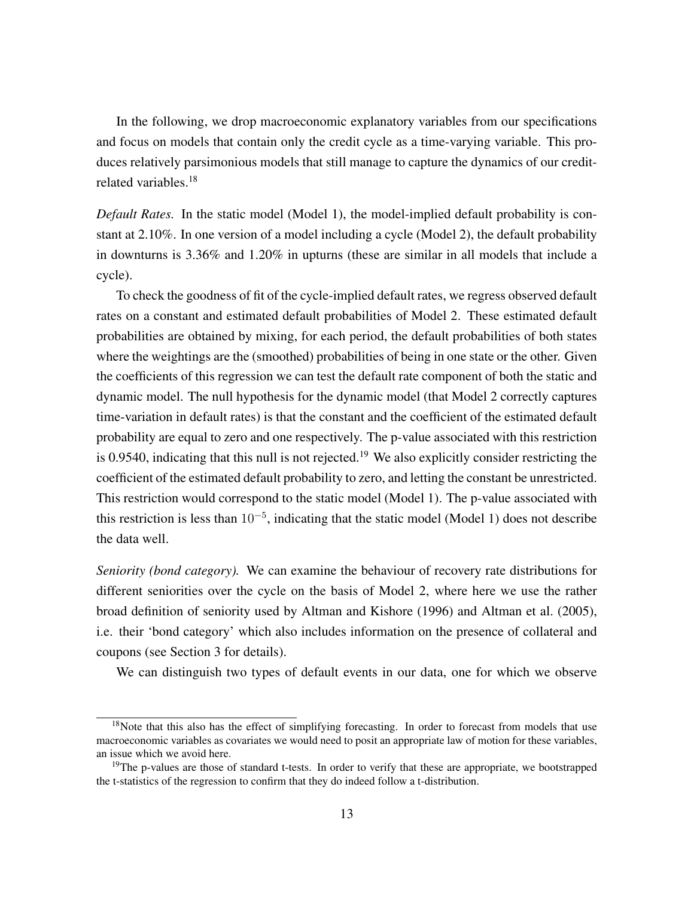In the following, we drop macroeconomic explanatory variables from our specifications and focus on models that contain only the credit cycle as a time-varying variable. This produces relatively parsimonious models that still manage to capture the dynamics of our credit-related variables.[18]

*Default Rates.* In the static model (Model 1), the model-implied default probability is constant at 2.10%. In one version of a model including a cycle (Model 2), the default probability in downturns is 3.36% and 1.20% in upturns (these are similar in all models that include a cycle).

To check the goodness of fit of the cycle-implied default rates, we regress observed default rates on a constant and estimated default probabilities of Model 2. These estimated default probabilities are obtained by mixing, for each period, the default probabilities of both states where the weightings are the (smoothed) probabilities of being in one state or the other. Given the coefficients of this regression we can test the default rate component of both the static and dynamic model. The null hypothesis for the dynamic model (that Model 2 correctly captures time-variation in default rates) is that the constant and the coefficient of the estimated default probability are equal to zero and one respectively. The p-value associated with this restriction is 0.9540, indicating that this null is not rejected.[19] We also explicitly consider restricting the coefficient of the estimated default probability to zero, and letting the constant be unrestricted. This restriction would correspond to the static model (Model 1). The p-value associated with this restriction is less than $10^{-5}$, indicating that the static model (Model 1) does not describe the data well.

*Seniority (bond category).* We can examine the behaviour of recovery rate distributions for different seniorities over the cycle on the basis of Model 2, where here we use the rather broad definition of seniority used by Altman and Kishore (1996) and Altman et al. (2005), i.e. their 'bond category' which also includes information on the presence of collateral and coupons (see Section 3 for details).

We can distinguish two types of default events in our data, one for which we observe

[18] Note that this also has the effect of simplifying forecasting. In order to forecast from models that use macroeconomic variables as covariates we would need to posit an appropriate law of motion for these variables, an issue which we avoid here.

[19] The p-values are those of standard t-tests. In order to verify that these are appropriate, we bootstrapped the t-statistics of the regression to confirm that they do indeed follow a t-distribution.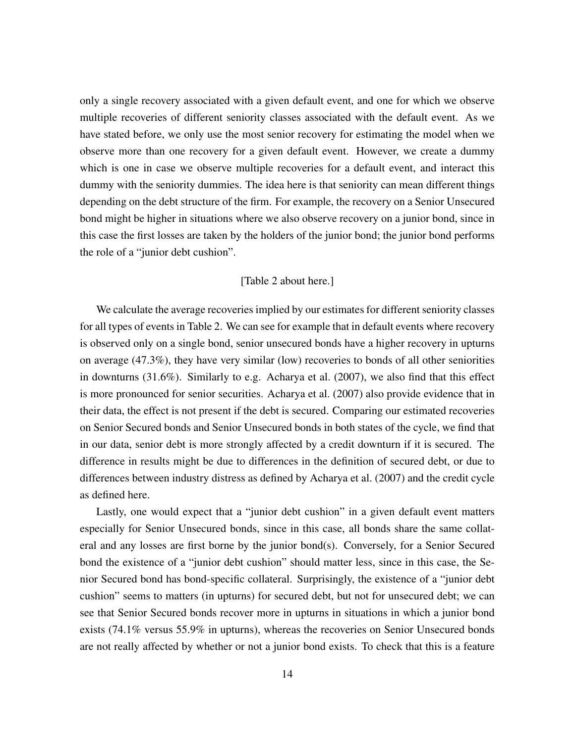only a single recovery associated with a given default event, and one for which we observe multiple recoveries of different seniority classes associated with the default event. As we have stated before, we only use the most senior recovery for estimating the model when we observe more than one recovery for a given default event. However, we create a dummy which is one in case we observe multiple recoveries for a default event, and interact this dummy with the seniority dummies. The idea here is that seniority can mean different things depending on the debt structure of the firm. For example, the recovery on a Senior Unsecured bond might be higher in situations where we also observe recovery on a junior bond, since in this case the first losses are taken by the holders of the junior bond; the junior bond performs the role of a "junior debt cushion".

[Table 2 about here.]

We calculate the average recoveries implied by our estimates for different seniority classes for all types of events in Table 2. We can see for example that in default events where recovery is observed only on a single bond, senior unsecured bonds have a higher recovery in upturns on average (47.3%), they have very similar (low) recoveries to bonds of all other seniorities in downturns (31.6%). Similarly to e.g. Acharya et al. (2007), we also find that this effect is more pronounced for senior securities. Acharya et al. (2007) also provide evidence that in their data, the effect is not present if the debt is secured. Comparing our estimated recoveries on Senior Secured bonds and Senior Unsecured bonds in both states of the cycle, we find that in our data, senior debt is more strongly affected by a credit downturn if it is secured. The difference in results might be due to differences in the definition of secured debt, or due to differences between industry distress as defined by Acharya et al. (2007) and the credit cycle as defined here.

Lastly, one would expect that a "junior debt cushion" in a given default event matters especially for Senior Unsecured bonds, since in this case, all bonds share the same collateral and any losses are first borne by the junior bond(s). Conversely, for a Senior Secured bond the existence of a "junior debt cushion" should matter less, since in this case, the Senior Secured bond has bond-specific collateral. Surprisingly, the existence of a "junior debt cushion" seems to matters (in upturns) for secured debt, but not for unsecured debt; we can see that Senior Secured bonds recover more in upturns in situations in which a junior bond exists (74.1% versus 55.9% in upturns), whereas the recoveries on Senior Unsecured bonds are not really affected by whether or not a junior bond exists. To check that this is a feature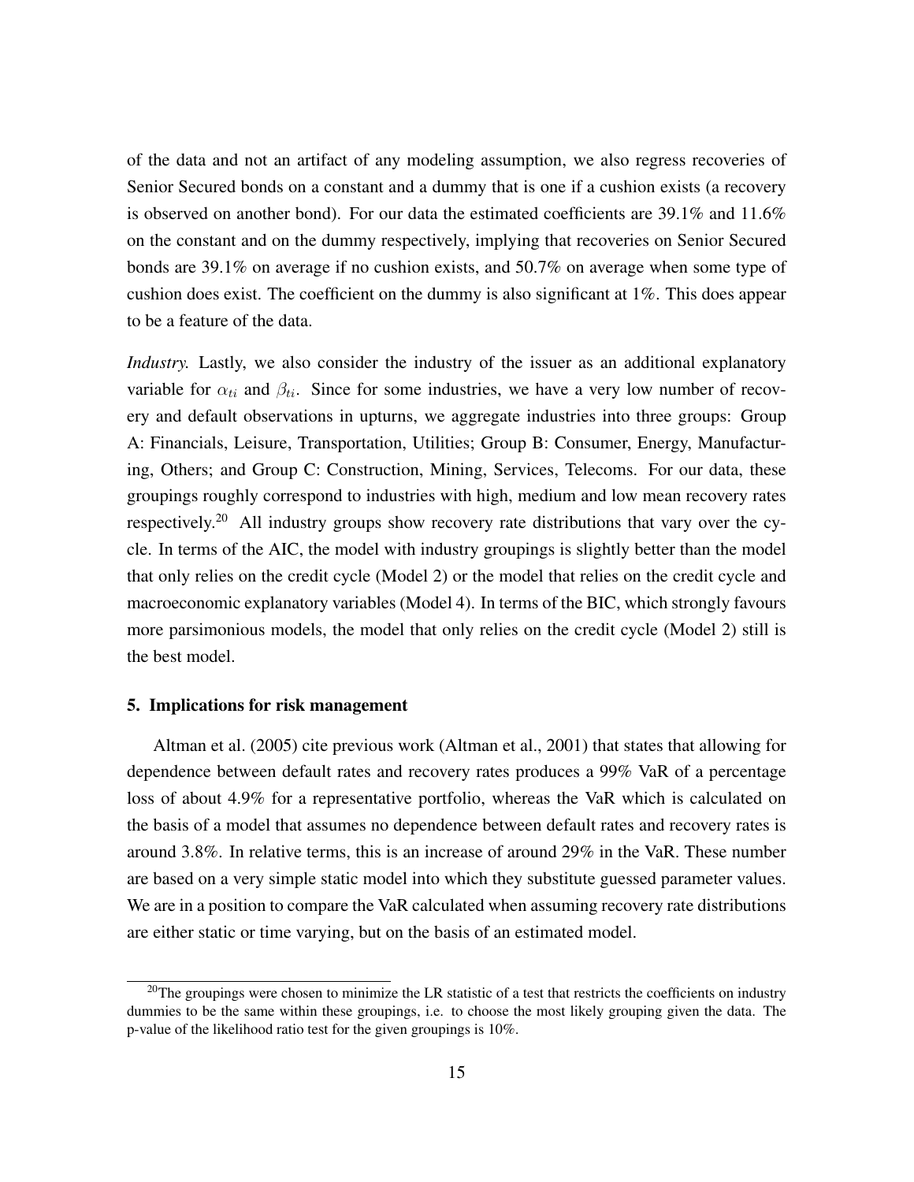of the data and not an artifact of any modeling assumption, we also regress recoveries of Senior Secured bonds on a constant and a dummy that is one if a cushion exists (a recovery is observed on another bond). For our data the estimated coefficients are 39.1% and 11.6% on the constant and on the dummy respectively, implying that recoveries on Senior Secured bonds are 39.1% on average if no cushion exists, and 50.7% on average when some type of cushion does exist. The coefficient on the dummy is also significant at 1%. This does appear to be a feature of the data.

*Industry.* Lastly, we also consider the industry of the issuer as an additional explanatory variable for $\alpha_{ti}$ and $\beta_{ti}$. Since for some industries, we have a very low number of recovery and default observations in upturns, we aggregate industries into three groups: Group A: Financials, Leisure, Transportation, Utilities; Group B: Consumer, Energy, Manufacturing, Others; and Group C: Construction, Mining, Services, Telecoms. For our data, these groupings roughly correspond to industries with high, medium and low mean recovery rates respectively.[20] All industry groups show recovery rate distributions that vary over the cycle. In terms of the AIC, the model with industry groupings is slightly better than the model that only relies on the credit cycle (Model 2) or the model that relies on the credit cycle and macroeconomic explanatory variables (Model 4). In terms of the BIC, which strongly favours more parsimonious models, the model that only relies on the credit cycle (Model 2) still is the best model.

## 5. Implications for risk management

Altman et al. (2005) cite previous work (Altman et al., 2001) that states that allowing for dependence between default rates and recovery rates produces a 99% VaR of a percentage loss of about 4.9% for a representative portfolio, whereas the VaR which is calculated on the basis of a model that assumes no dependence between default rates and recovery rates is around 3.8%. In relative terms, this is an increase of around 29% in the VaR. These number are based on a very simple static model into which they substitute guessed parameter values. We are in a position to compare the VaR calculated when assuming recovery rate distributions are either static or time varying, but on the basis of an estimated model.

[20] The groupings were chosen to minimize the LR statistic of a test that restricts the coefficients on industry dummies to be the same within these groupings, i.e. to choose the most likely grouping given the data. The p-value of the likelihood ratio test for the given groupings is 10%.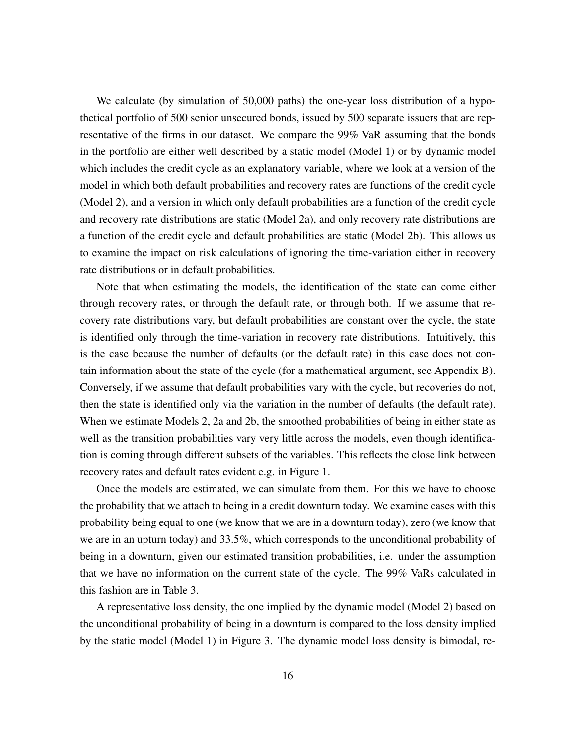We calculate (by simulation of 50,000 paths) the one-year loss distribution of a hypothetical portfolio of 500 senior unsecured bonds, issued by 500 separate issuers that are representative of the firms in our dataset. We compare the 99% VaR assuming that the bonds in the portfolio are either well described by a static model (Model 1) or by dynamic model which includes the credit cycle as an explanatory variable, where we look at a version of the model in which both default probabilities and recovery rates are functions of the credit cycle (Model 2), and a version in which only default probabilities are a function of the credit cycle and recovery rate distributions are static (Model 2a), and only recovery rate distributions are a function of the credit cycle and default probabilities are static (Model 2b). This allows us to examine the impact on risk calculations of ignoring the time-variation either in recovery rate distributions or in default probabilities.

Note that when estimating the models, the identification of the state can come either through recovery rates, or through the default rate, or through both. If we assume that recovery rate distributions vary, but default probabilities are constant over the cycle, the state is identified only through the time-variation in recovery rate distributions. Intuitively, this is the case because the number of defaults (or the default rate) in this case does not contain information about the state of the cycle (for a mathematical argument, see Appendix B). Conversely, if we assume that default probabilities vary with the cycle, but recoveries do not, then the state is identified only via the variation in the number of defaults (the default rate). When we estimate Models 2, 2a and 2b, the smoothed probabilities of being in either state as well as the transition probabilities vary very little across the models, even though identification is coming through different subsets of the variables. This reflects the close link between recovery rates and default rates evident e.g. in Figure 1.

Once the models are estimated, we can simulate from them. For this we have to choose the probability that we attach to being in a credit downturn today. We examine cases with this probability being equal to one (we know that we are in a downturn today), zero (we know that we are in an upturn today) and 33.5%, which corresponds to the unconditional probability of being in a downturn, given our estimated transition probabilities, i.e. under the assumption that we have no information on the current state of the cycle. The 99% VaRs calculated in this fashion are in Table 3.

A representative loss density, the one implied by the dynamic model (Model 2) based on the unconditional probability of being in a downturn is compared to the loss density implied by the static model (Model 1) in Figure 3. The dynamic model loss density is bimodal, re-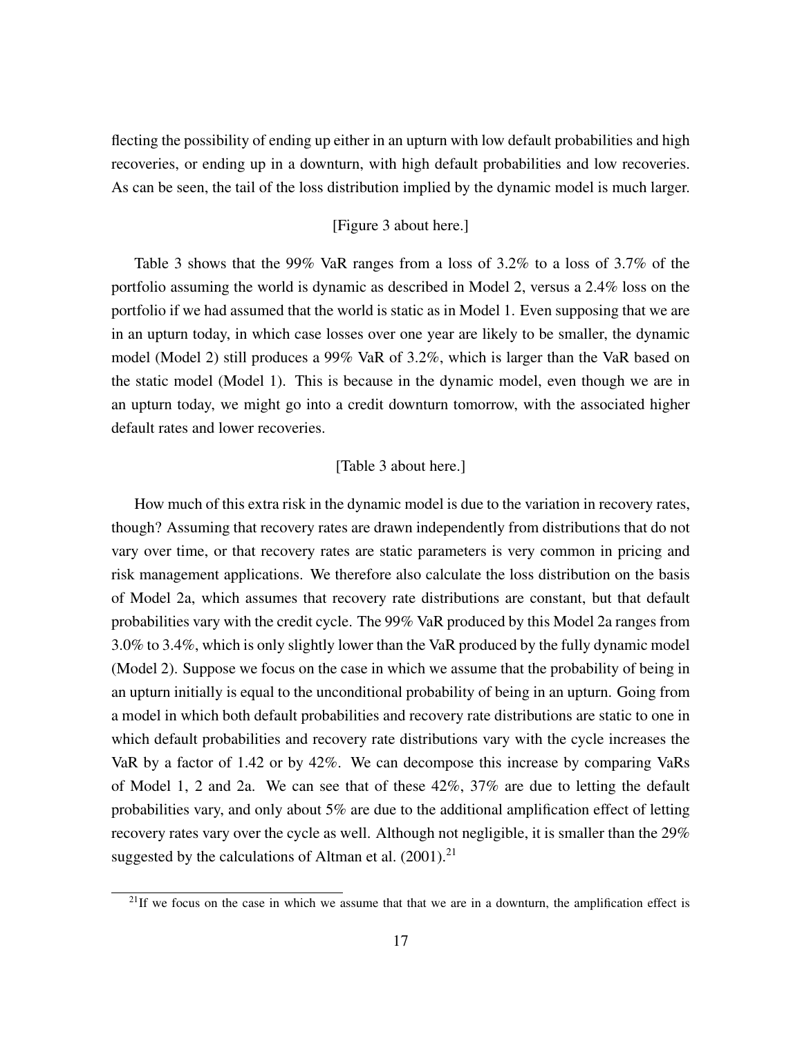flecting the possibility of ending up either in an upturn with low default probabilities and high recoveries, or ending up in a downturn, with high default probabilities and low recoveries. As can be seen, the tail of the loss distribution implied by the dynamic model is much larger.

[Figure 3 about here.]

Table 3 shows that the 99% VaR ranges from a loss of 3.2% to a loss of 3.7% of the portfolio assuming the world is dynamic as described in Model 2, versus a 2.4% loss on the portfolio if we had assumed that the world is static as in Model 1. Even supposing that we are in an upturn today, in which case losses over one year are likely to be smaller, the dynamic model (Model 2) still produces a 99% VaR of 3.2%, which is larger than the VaR based on the static model (Model 1). This is because in the dynamic model, even though we are in an upturn today, we might go into a credit downturn tomorrow, with the associated higher default rates and lower recoveries.

[Table 3 about here.]

How much of this extra risk in the dynamic model is due to the variation in recovery rates, though? Assuming that recovery rates are drawn independently from distributions that do not vary over time, or that recovery rates are static parameters is very common in pricing and risk management applications. We therefore also calculate the loss distribution on the basis of Model 2a, which assumes that recovery rate distributions are constant, but that default probabilities vary with the credit cycle. The 99% VaR produced by this Model 2a ranges from 3.0% to 3.4%, which is only slightly lower than the VaR produced by the fully dynamic model (Model 2). Suppose we focus on the case in which we assume that the probability of being in an upturn initially is equal to the unconditional probability of being in an upturn. Going from a model in which both default probabilities and recovery rate distributions are static to one in which default probabilities and recovery rate distributions vary with the cycle increases the VaR by a factor of 1.42 or by 42%. We can decompose this increase by comparing VaRs of Model 1, 2 and 2a. We can see that of these 42%, 37% are due to letting the default probabilities vary, and only about 5% are due to the additional amplification effect of letting recovery rates vary over the cycle as well. Although not negligible, it is smaller than the 29% suggested by the calculations of Altman et al. (2001).[21]

[21]If we focus on the case in which we assume that that we are in a downturn, the amplification effect is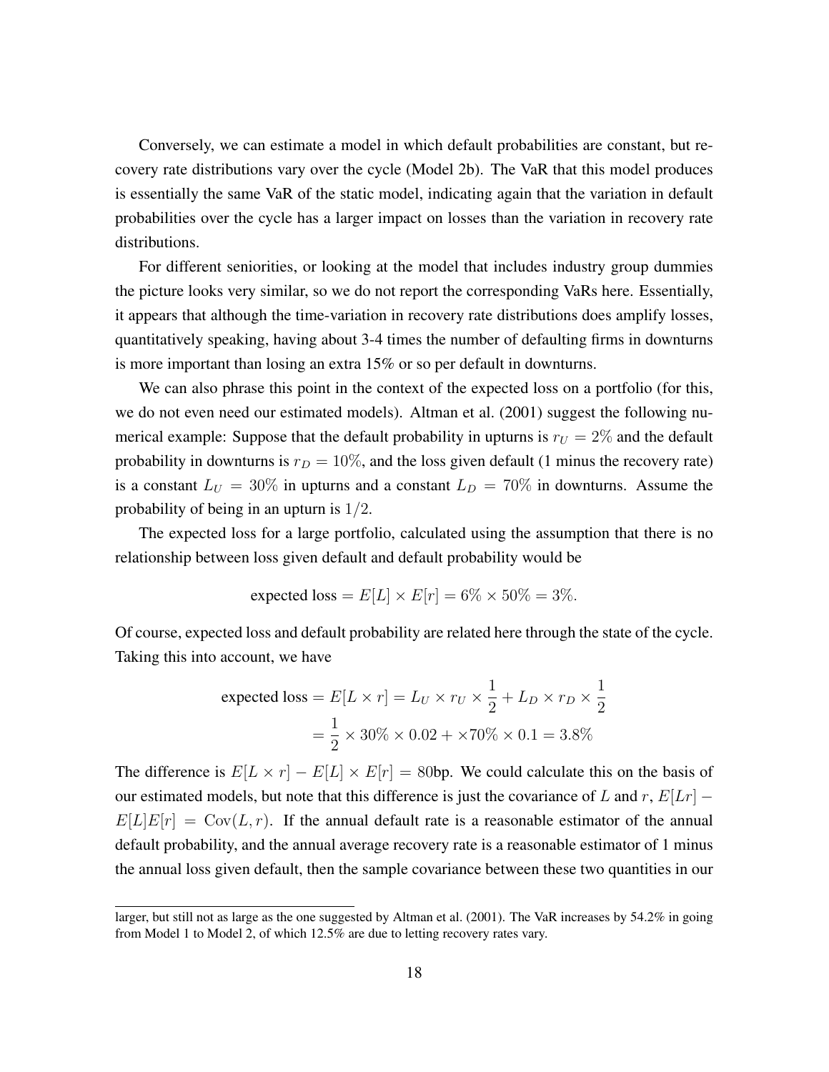Conversely, we can estimate a model in which default probabilities are constant, but recovery rate distributions vary over the cycle (Model 2b). The VaR that this model produces is essentially the same VaR of the static model, indicating again that the variation in default probabilities over the cycle has a larger impact on losses than the variation in recovery rate distributions.

For different seniorities, or looking at the model that includes industry group dummies the picture looks very similar, so we do not report the corresponding VaRs here. Essentially, it appears that although the time-variation in recovery rate distributions does amplify losses, quantitatively speaking, having about 3-4 times the number of defaulting firms in downturns is more important than losing an extra 15% or so per default in downturns.

We can also phrase this point in the context of the expected loss on a portfolio (for this, we do not even need our estimated models). Altman et al. (2001) suggest the following numerical example: Suppose that the default probability in upturns is $r_U = 2\%$ and the default probability in downturns is $r_D = 10\%$, and the loss given default (1 minus the recovery rate) is a constant $L_U = 30\%$ in upturns and a constant $L_D = 70\%$ in downturns. Assume the probability of being in an upturn is $1/2$.

The expected loss for a large portfolio, calculated using the assumption that there is no relationship between loss given default and default probability would be

$$\text{expected loss} = E[L] \times E[r] = 6\% \times 50\% = 3\%.$$

Of course, expected loss and default probability are related here through the state of the cycle. Taking this into account, we have

$$\begin{aligned}\text{expected loss} = E[L \times r] &= L_U \times r_U \times \frac{1}{2} + L_D \times r_D \times \frac{1}{2} \\ &= \frac{1}{2} \times 30\% \times 0.02 + \times 70\% \times 0.1 = 3.8\%\end{aligned}$$

The difference is $E[L \times r] - E[L] \times E[r] = 80$bp. We could calculate this on the basis of our estimated models, but note that this difference is just the covariance of $L$ and $r$, $E[Lr] - E[L]E[r] = \text{Cov}(L, r)$. If the annual default rate is a reasonable estimator of the annual default probability, and the annual average recovery rate is a reasonable estimator of 1 minus the annual loss given default, then the sample covariance between these two quantities in our

larger, but still not as large as the one suggested by Altman et al. (2001). The VaR increases by 54.2% in going from Model 1 to Model 2, of which 12.5% are due to letting recovery rates vary.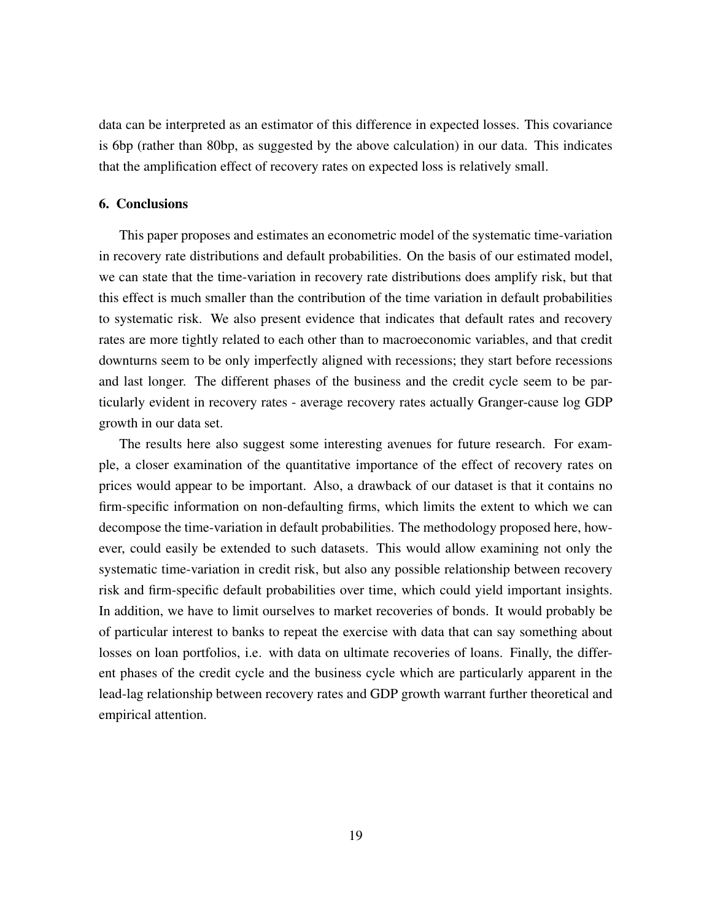data can be interpreted as an estimator of this difference in expected losses. This covariance is 6bp (rather than 80bp, as suggested by the above calculation) in our data. This indicates that the amplification effect of recovery rates on expected loss is relatively small.

## 6. Conclusions

This paper proposes and estimates an econometric model of the systematic time-variation in recovery rate distributions and default probabilities. On the basis of our estimated model, we can state that the time-variation in recovery rate distributions does amplify risk, but that this effect is much smaller than the contribution of the time variation in default probabilities to systematic risk. We also present evidence that indicates that default rates and recovery rates are more tightly related to each other than to macroeconomic variables, and that credit downturns seem to be only imperfectly aligned with recessions; they start before recessions and last longer. The different phases of the business and the credit cycle seem to be particularly evident in recovery rates - average recovery rates actually Granger-cause log GDP growth in our data set.

The results here also suggest some interesting avenues for future research. For example, a closer examination of the quantitative importance of the effect of recovery rates on prices would appear to be important. Also, a drawback of our dataset is that it contains no firm-specific information on non-defaulting firms, which limits the extent to which we can decompose the time-variation in default probabilities. The methodology proposed here, however, could easily be extended to such datasets. This would allow examining not only the systematic time-variation in credit risk, but also any possible relationship between recovery risk and firm-specific default probabilities over time, which could yield important insights. In addition, we have to limit ourselves to market recoveries of bonds. It would probably be of particular interest to banks to repeat the exercise with data that can say something about losses on loan portfolios, i.e. with data on ultimate recoveries of loans. Finally, the different phases of the credit cycle and the business cycle which are particularly apparent in the lead-lag relationship between recovery rates and GDP growth warrant further theoretical and empirical attention.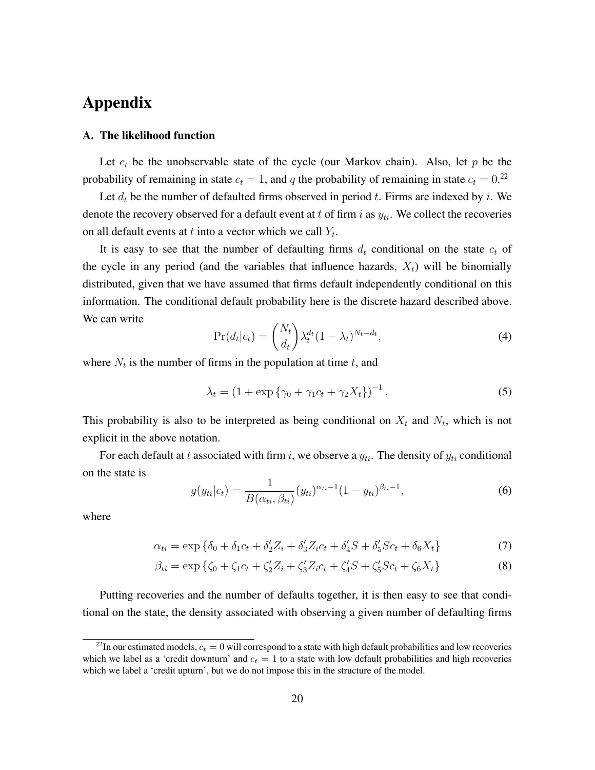# Appendix

### A. The likelihood function

Let $c_t$ be the unobservable state of the cycle (our Markov chain). Also, let $p$ be the probability of remaining in state $c_t = 1$, and $q$ the probability of remaining in state $c_t = 0$.[22]

Let $d_t$ be the number of defaulted firms observed in period $t$. Firms are indexed by $i$. We denote the recovery observed for a default event at $t$ of firm $i$ as $y_{ti}$. We collect the recoveries on all default events at $t$ into a vector which we call $Y_t$.

It is easy to see that the number of defaulting firms $d_t$ conditional on the state $c_t$ of the cycle in any period (and the variables that influence hazards, $X_t$) will be binomially distributed, given that we have assumed that firms default independently conditional on this information. The conditional default probability here is the discrete hazard described above. We can write

$$\Pr(d_t|c_t) = \binom{N_t}{d_t} \lambda_t^{d_t} (1 - \lambda_t)^{N_t - d_t}, \tag{4}$$

where $N_t$ is the number of firms in the population at time $t$, and

$$\lambda_t = \left(1 + \exp\left\{\gamma_0 + \gamma_1 c_t + \gamma_2 X_t\right\}\right)^{-1}. \tag{5}$$

This probability is also to be interpreted as being conditional on $X_t$ and $N_t$, which is not explicit in the above notation.

For each default at $t$ associated with firm $i$, we observe a $y_{ti}$. The density of $y_{ti}$ conditional on the state is

$$g(y_{ti}|c_t) = \frac{1}{B(\alpha_{ti}, \beta_{ti})} (y_{ti})^{\alpha_{ti} - 1} (1 - y_{ti})^{\beta_{ti} - 1}, \tag{6}$$

where

$$\alpha_{ti} = \exp\left\{\delta_0 + \delta_1 c_t + \delta_2' Z_i + \delta_3' Z_i c_t + \delta_4' S + \delta_5' S c_t + \delta_6 X_t\right\} \tag{7}$$

$$\beta_{ti} = \exp\left\{\zeta_0 + \zeta_1 c_t + \zeta_2' Z_i + \zeta_3' Z_i c_t + \zeta_4' S + \zeta_5' S c_t + \zeta_6 X_t\right\} \tag{8}$$

Putting recoveries and the number of defaults together, it is then easy to see that conditional on the state, the density associated with observing a given number of defaulting firms

[22] In our estimated models, $c_t = 0$ will correspond to a state with high default probabilities and low recoveries which we label as a 'credit downturn' and $c_t = 1$ to a state with low default probabilities and high recoveries which we label a 'credit upturn', but we do not impose this in the structure of the model.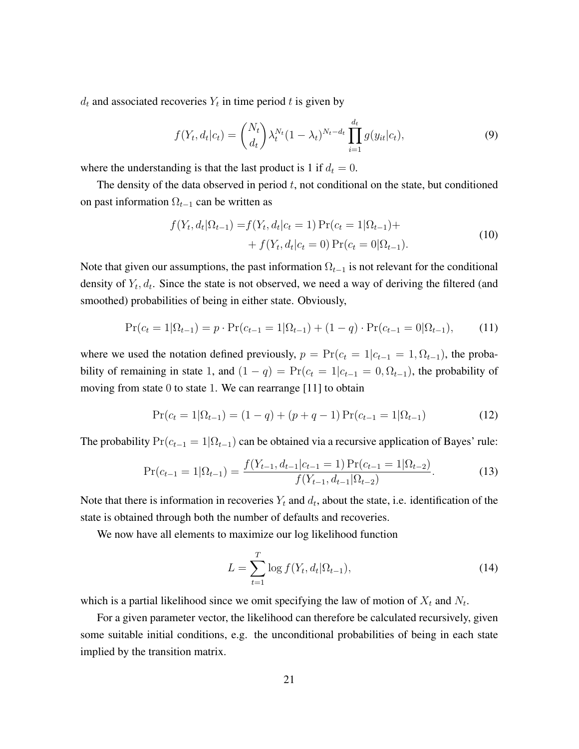$d_t$ and associated recoveries $Y_t$ in time period $t$ is given by

$$f(Y_t, d_t|c_t) = \binom{N_t}{d_t} \lambda_t^{N_t}(1-\lambda_t)^{N_t - d_t} \prod_{i=1}^{d_t} g(y_{it}|c_t), \tag{9}$$

where the understanding is that the last product is 1 if $d_t = 0$.

The density of the data observed in period $t$, not conditional on the state, but conditioned on past information $\Omega_{t-1}$ can be written as

$$\begin{aligned} f(Y_t, d_t|\Omega_{t-1}) =& f(Y_t, d_t|c_t = 1) \Pr(c_t = 1|\Omega_{t-1}) + \\ &+ f(Y_t, d_t|c_t = 0) \Pr(c_t = 0|\Omega_{t-1}). \end{aligned} \tag{10}$$

Note that given our assumptions, the past information $\Omega_{t-1}$ is not relevant for the conditional density of $Y_t, d_t$. Since the state is not observed, we need a way of deriving the filtered (and smoothed) probabilities of being in either state. Obviously,

$$\Pr(c_t = 1|\Omega_{t-1}) = p \cdot \Pr(c_{t-1} = 1|\Omega_{t-1}) + (1-q) \cdot \Pr(c_{t-1} = 0|\Omega_{t-1}), \tag{11}$$

where we used the notation defined previously, $p = \Pr(c_t = 1|c_{t-1} = 1, \Omega_{t-1})$, the probability of remaining in state 1, and $(1-q) = \Pr(c_t = 1|c_{t-1} = 0, \Omega_{t-1})$, the probability of moving from state 0 to state 1. We can rearrange [11] to obtain

$$\Pr(c_t = 1|\Omega_{t-1}) = (1-q) + (p+q-1) \Pr(c_{t-1} = 1|\Omega_{t-1}) \tag{12}$$

The probability $\Pr(c_{t-1} = 1|\Omega_{t-1})$ can be obtained via a recursive application of Bayes' rule:

$$\Pr(c_{t-1} = 1|\Omega_{t-1}) = \frac{f(Y_{t-1}, d_{t-1}|c_{t-1} = 1) \Pr(c_{t-1} = 1|\Omega_{t-2})}{f(Y_{t-1}, d_{t-1}|\Omega_{t-2})}. \tag{13}$$

Note that there is information in recoveries $Y_t$ and $d_t$, about the state, i.e. identification of the state is obtained through both the number of defaults and recoveries.

We now have all elements to maximize our log likelihood function

$$L = \sum_{t=1}^{T} \log f(Y_t, d_t|\Omega_{t-1}), \tag{14}$$

which is a partial likelihood since we omit specifying the law of motion of $X_t$ and $N_t$.

For a given parameter vector, the likelihood can therefore be calculated recursively, given some suitable initial conditions, e.g. the unconditional probabilities of being in each state implied by the transition matrix.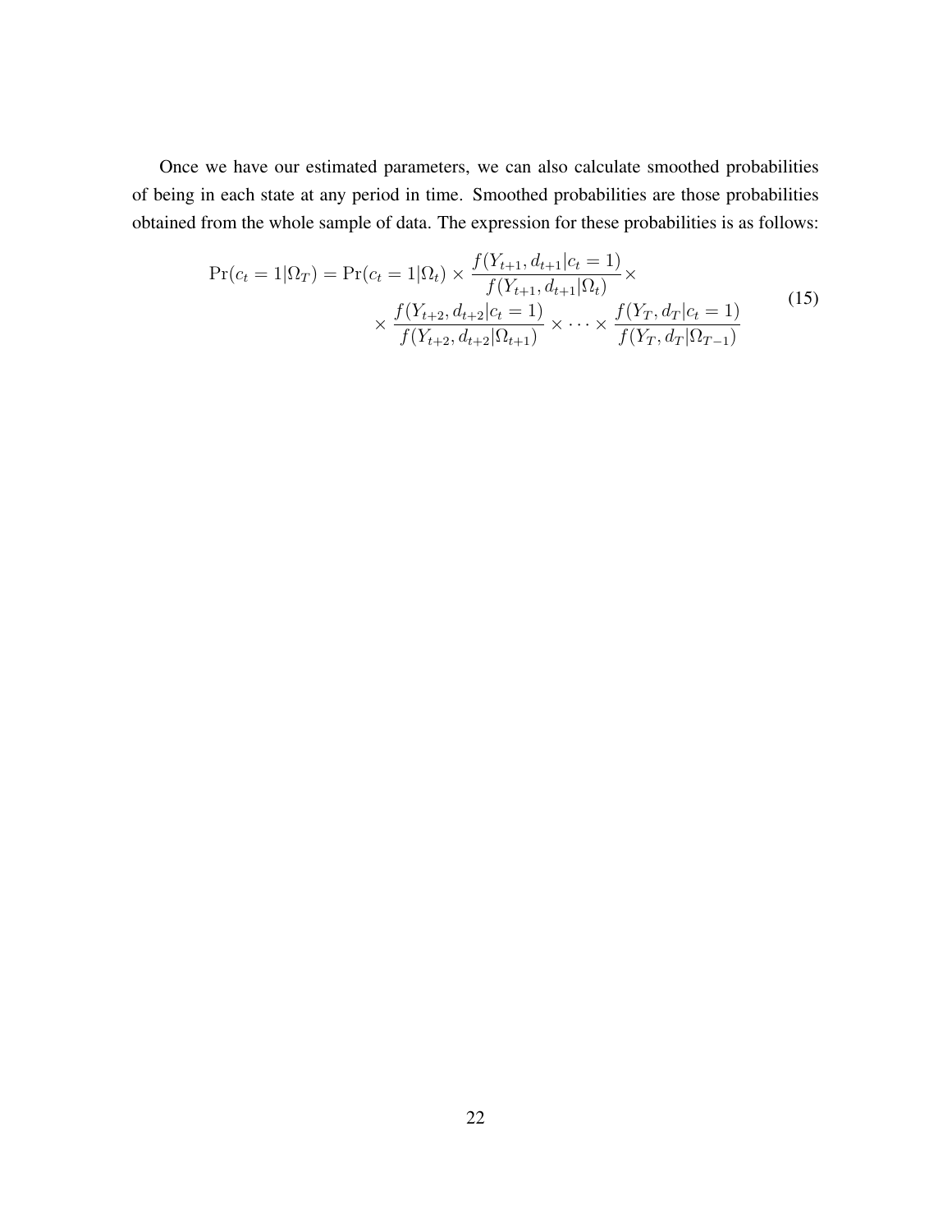Once we have our estimated parameters, we can also calculate smoothed probabilities of being in each state at any period in time. Smoothed probabilities are those probabilities obtained from the whole sample of data. The expression for these probabilities is as follows:

$$
\begin{aligned}
\Pr(c_t = 1|\Omega_T) = \Pr(c_t = 1|\Omega_t) \times \frac{f(Y_{t+1}, d_{t+1}|c_t = 1)}{f(Y_{t+1}, d_{t+1}|\Omega_t)} \times \\
\times \frac{f(Y_{t+2}, d_{t+2}|c_t = 1)}{f(Y_{t+2}, d_{t+2}|\Omega_{t+1})} \times \cdots \times \frac{f(Y_T, d_T|c_t = 1)}{f(Y_T, d_T|\Omega_{T-1})}
\end{aligned}
\tag{15}
$$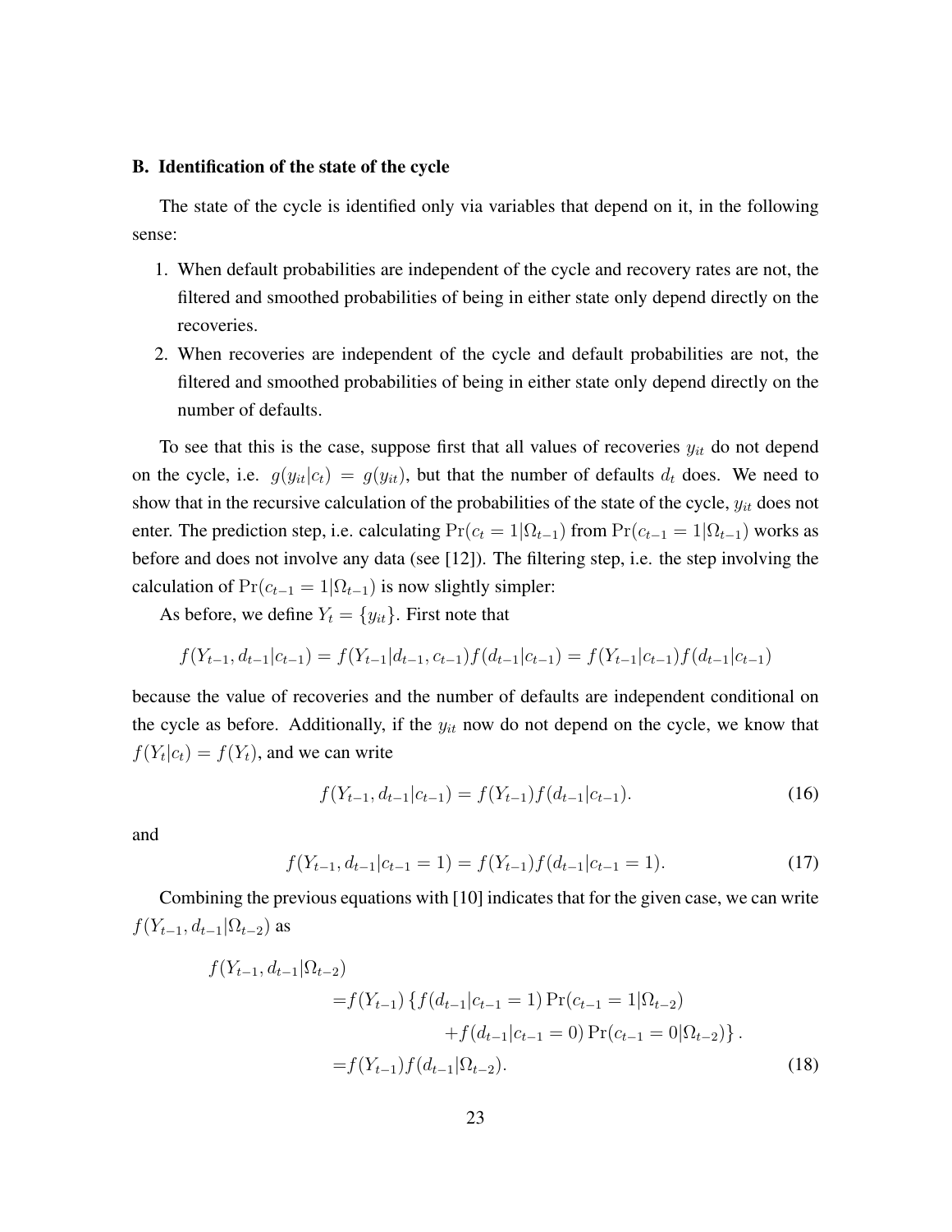### B. Identification of the state of the cycle

The state of the cycle is identified only via variables that depend on it, in the following sense:

1. When default probabilities are independent of the cycle and recovery rates are not, the filtered and smoothed probabilities of being in either state only depend directly on the recoveries.
2. When recoveries are independent of the cycle and default probabilities are not, the filtered and smoothed probabilities of being in either state only depend directly on the number of defaults.

To see that this is the case, suppose first that all values of recoveries $y_{it}$ do not depend on the cycle, i.e. $g(y_{it}|c_t) = g(y_{it})$, but that the number of defaults $d_t$ does. We need to show that in the recursive calculation of the probabilities of the state of the cycle, $y_{it}$ does not enter. The prediction step, i.e. calculating $\Pr(c_t = 1|\Omega_{t-1})$ from $\Pr(c_{t-1} = 1|\Omega_{t-1})$ works as before and does not involve any data (see [12]). The filtering step, i.e. the step involving the calculation of $\Pr(c_{t-1} = 1|\Omega_{t-1})$ is now slightly simpler:

As before, we define $Y_t = \{y_{it}\}$. First note that

$$f(Y_{t-1}, d_{t-1}|c_{t-1}) = f(Y_{t-1}|d_{t-1}, c_{t-1})f(d_{t-1}|c_{t-1}) = f(Y_{t-1}|c_{t-1})f(d_{t-1}|c_{t-1})$$

because the value of recoveries and the number of defaults are independent conditional on the cycle as before. Additionally, if the $y_{it}$ now do not depend on the cycle, we know that $f(Y_t|c_t) = f(Y_t)$, and we can write

$$f(Y_{t-1}, d_{t-1}|c_{t-1}) = f(Y_{t-1})f(d_{t-1}|c_{t-1}). \tag{16}$$

and

$$f(Y_{t-1}, d_{t-1}|c_{t-1} = 1) = f(Y_{t-1})f(d_{t-1}|c_{t-1} = 1). \tag{17}$$

Combining the previous equations with [10] indicates that for the given case, we can write $f(Y_{t-1}, d_{t-1}|\Omega_{t-2})$ as

$$\begin{aligned}
f(Y_{t-1}, d_{t-1}|\Omega_{t-2}) & \\
&= f(Y_{t-1}) \{ f(d_{t-1}|c_{t-1} = 1) \Pr(c_{t-1} = 1|\Omega_{t-2}) \\
&\qquad + f(d_{t-1}|c_{t-1} = 0) \Pr(c_{t-1} = 0|\Omega_{t-2}) \} . \\
&= f(Y_{t-1}) f(d_{t-1}|\Omega_{t-2}).
\end{aligned} \tag{18}$$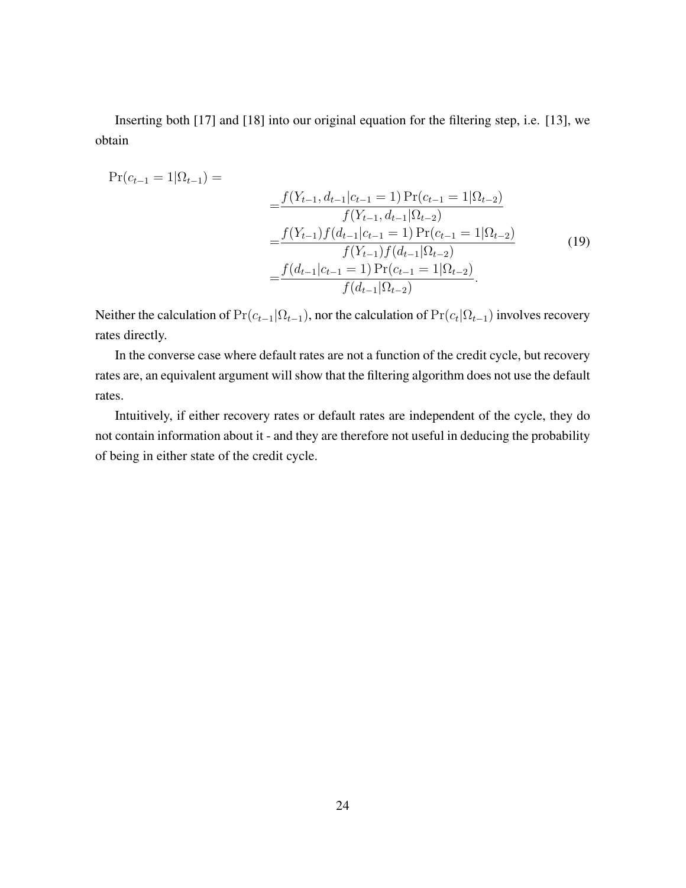Inserting both [17] and [18] into our original equation for the filtering step, i.e. [13], we obtain

$$
\begin{aligned}
\Pr(c_{t-1} = 1|\Omega_{t-1}) = & \\
&= \frac{f(Y_{t-1}, d_{t-1}|c_{t-1} = 1) \Pr(c_{t-1} = 1|\Omega_{t-2})}{f(Y_{t-1}, d_{t-1}|\Omega_{t-2})} \\
&= \frac{f(Y_{t-1}) f(d_{t-1}|c_{t-1} = 1) \Pr(c_{t-1} = 1|\Omega_{t-2})}{f(Y_{t-1}) f(d_{t-1}|\Omega_{t-2})} \\
&= \frac{f(d_{t-1}|c_{t-1} = 1) \Pr(c_{t-1} = 1|\Omega_{t-2})}{f(d_{t-1}|\Omega_{t-2})}.
\end{aligned}
\tag{19}
$$

Neither the calculation of $\Pr(c_{t-1}|\Omega_{t-1})$, nor the calculation of $\Pr(c_t|\Omega_{t-1})$ involves recovery rates directly.

In the converse case where default rates are not a function of the credit cycle, but recovery rates are, an equivalent argument will show that the filtering algorithm does not use the default rates.

Intuitively, if either recovery rates or default rates are independent of the cycle, they do not contain information about it - and they are therefore not useful in deducing the probability of being in either state of the credit cycle.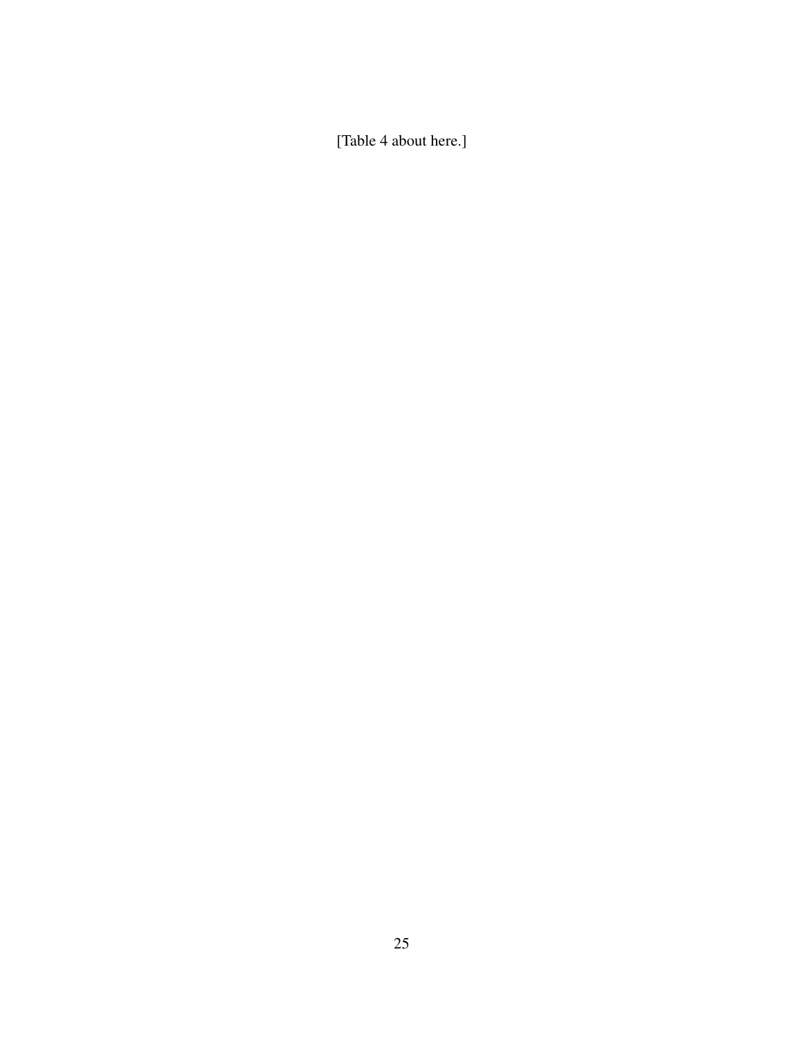[Table 4 about here.]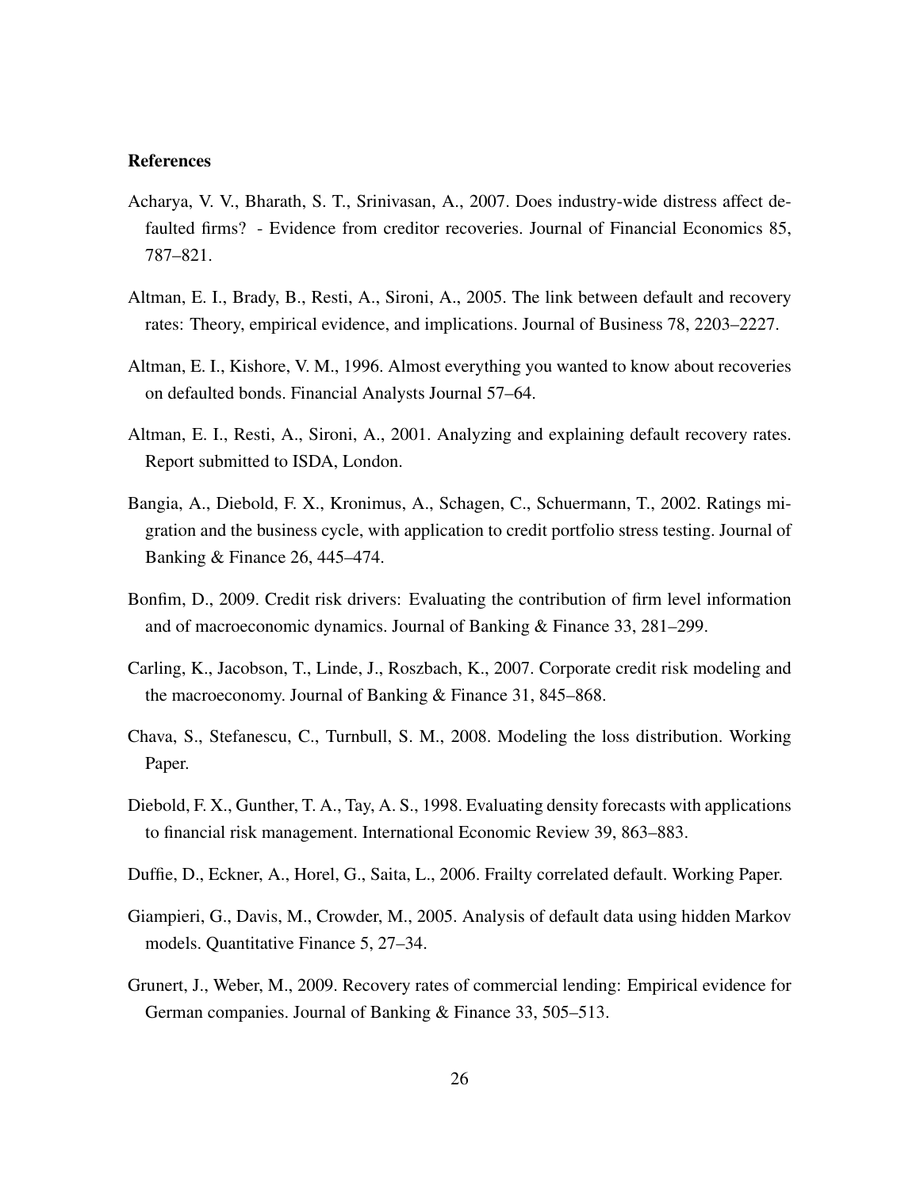## References

Acharya, V. V., Bharath, S. T., Srinivasan, A., 2007. Does industry-wide distress affect defaulted firms? - Evidence from creditor recoveries. Journal of Financial Economics 85, 787–821.

Altman, E. I., Brady, B., Resti, A., Sironi, A., 2005. The link between default and recovery rates: Theory, empirical evidence, and implications. Journal of Business 78, 2203–2227.

Altman, E. I., Kishore, V. M., 1996. Almost everything you wanted to know about recoveries on defaulted bonds. Financial Analysts Journal 57–64.

Altman, E. I., Resti, A., Sironi, A., 2001. Analyzing and explaining default recovery rates. Report submitted to ISDA, London.

Bangia, A., Diebold, F. X., Kronimus, A., Schagen, C., Schuermann, T., 2002. Ratings migration and the business cycle, with application to credit portfolio stress testing. Journal of Banking & Finance 26, 445–474.

Bonfim, D., 2009. Credit risk drivers: Evaluating the contribution of firm level information and of macroeconomic dynamics. Journal of Banking & Finance 33, 281–299.

Carling, K., Jacobson, T., Linde, J., Roszbach, K., 2007. Corporate credit risk modeling and the macroeconomy. Journal of Banking & Finance 31, 845–868.

Chava, S., Stefanescu, C., Turnbull, S. M., 2008. Modeling the loss distribution. Working Paper.

Diebold, F. X., Gunther, T. A., Tay, A. S., 1998. Evaluating density forecasts with applications to financial risk management. International Economic Review 39, 863–883.

Duffie, D., Eckner, A., Horel, G., Saita, L., 2006. Frailty correlated default. Working Paper.

Giampieri, G., Davis, M., Crowder, M., 2005. Analysis of default data using hidden Markov models. Quantitative Finance 5, 27–34.

Grunert, J., Weber, M., 2009. Recovery rates of commercial lending: Empirical evidence for German companies. Journal of Banking & Finance 33, 505–513.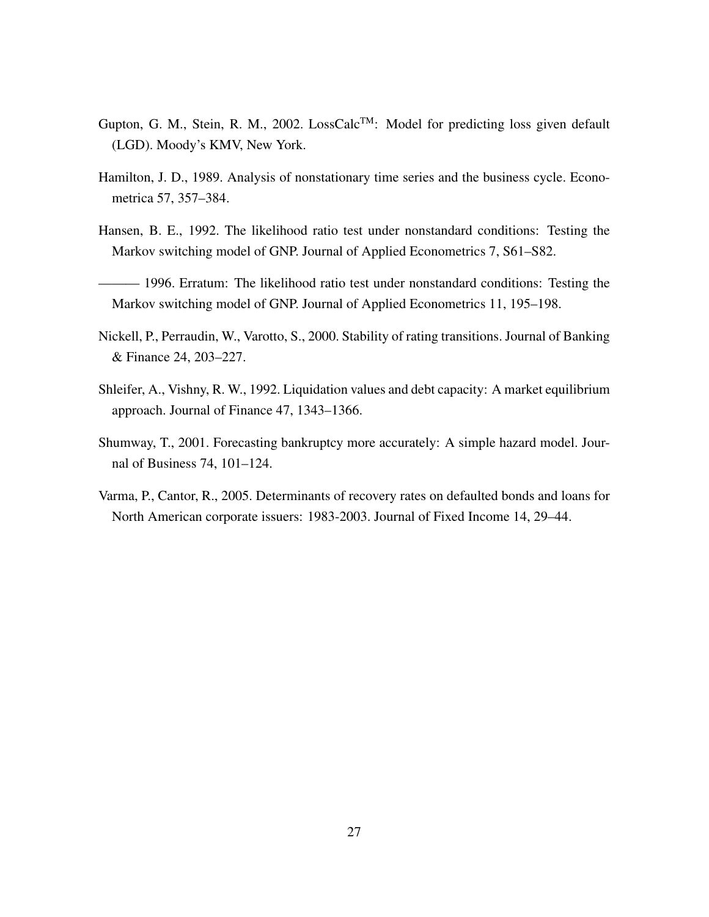Gupton, G. M., Stein, R. M., 2002. LossCalc$^{\text{TM}}$: Model for predicting loss given default (LGD). Moody's KMV, New York.

Hamilton, J. D., 1989. Analysis of nonstationary time series and the business cycle. Econometrica 57, 357–384.

Hansen, B. E., 1992. The likelihood ratio test under nonstandard conditions: Testing the Markov switching model of GNP. Journal of Applied Econometrics 7, S61–S82.

——— 1996. Erratum: The likelihood ratio test under nonstandard conditions: Testing the Markov switching model of GNP. Journal of Applied Econometrics 11, 195–198.

Nickell, P., Perraudin, W., Varotto, S., 2000. Stability of rating transitions. Journal of Banking & Finance 24, 203–227.

Shleifer, A., Vishny, R. W., 1992. Liquidation values and debt capacity: A market equilibrium approach. Journal of Finance 47, 1343–1366.

Shumway, T., 2001. Forecasting bankruptcy more accurately: A simple hazard model. Journal of Business 74, 101–124.

Varma, P., Cantor, R., 2005. Determinants of recovery rates on defaulted bonds and loans for North American corporate issuers: 1983-2003. Journal of Fixed Income 14, 29–44.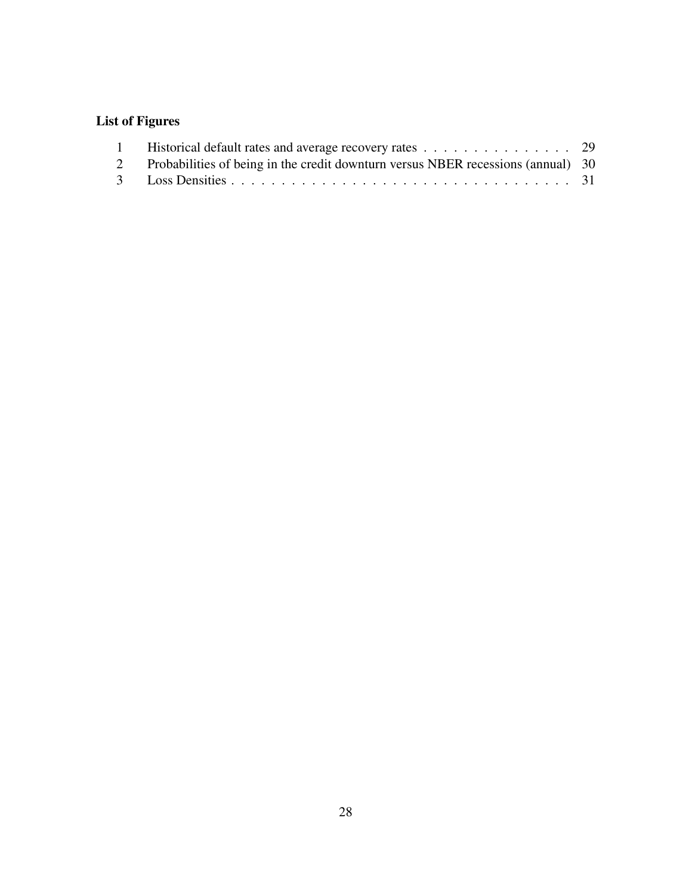## List of Figures

1. Historical default rates and average recovery rates . . . . . . . . . . . . . . . . 29
2. Probabilities of being in the credit downturn versus NBER recessions (annual) 30
3. Loss Densities . . . . . . . . . . . . . . . . . . . . . . . . . . . . . . . . . . . 31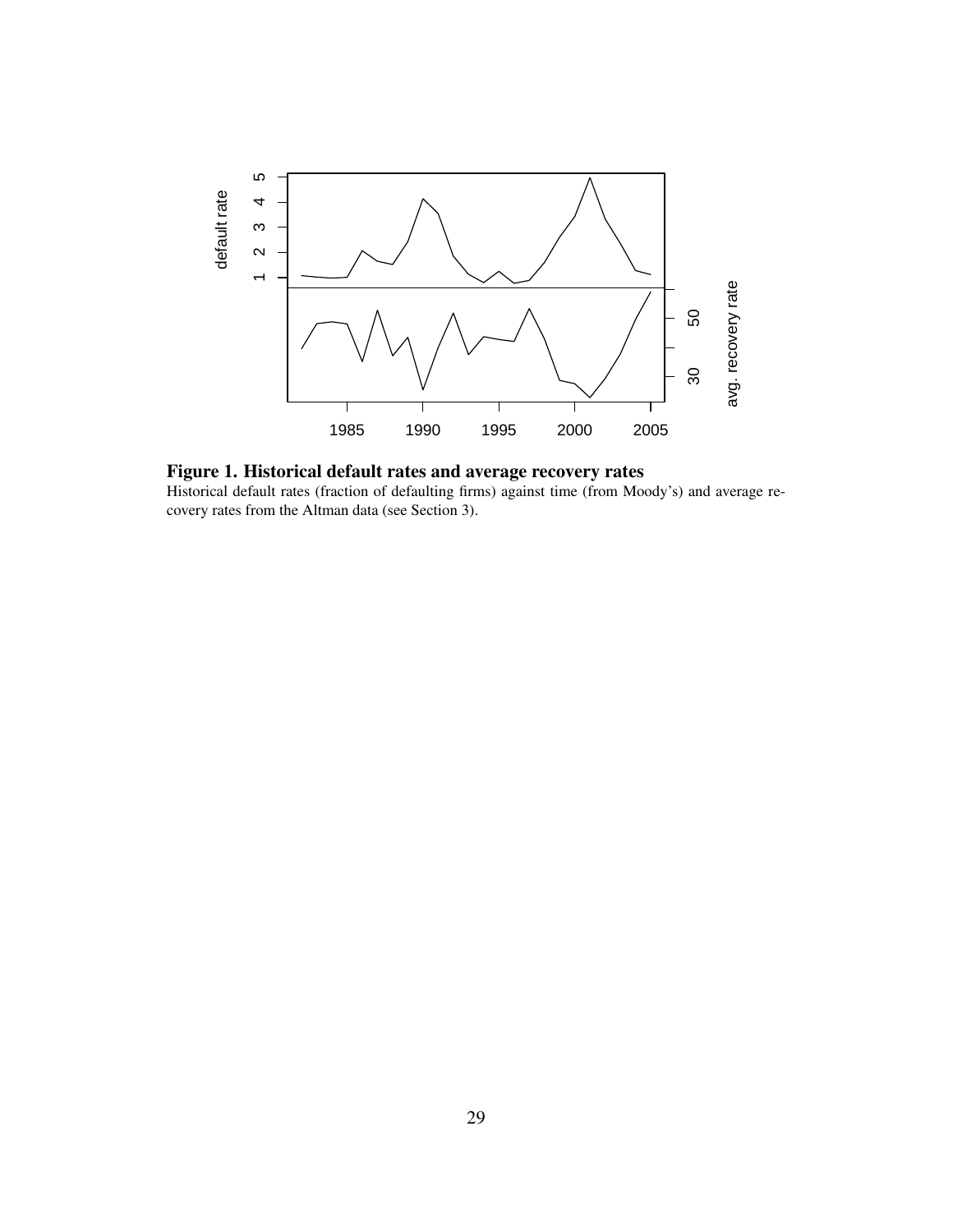**Figure 1. Historical default rates and average recovery rates**

Historical default rates (fraction of defaulting firms) against time (from Moody's) and average recovery rates from the Altman data (see Section 3).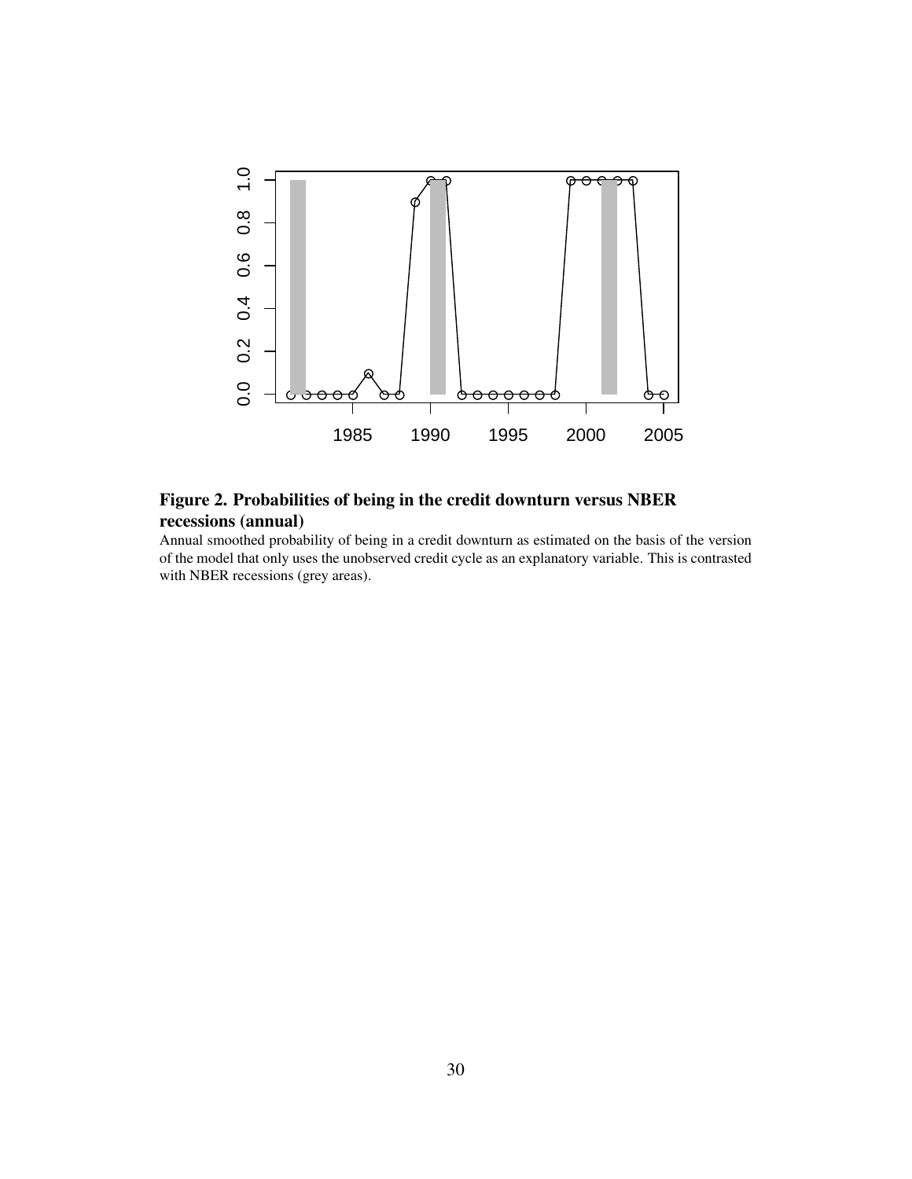**Figure 2. Probabilities of being in the credit downturn versus NBER recessions (annual)**

Annual smoothed probability of being in a credit downturn as estimated on the basis of the version of the model that only uses the unobserved credit cycle as an explanatory variable. This is contrasted with NBER recessions (grey areas).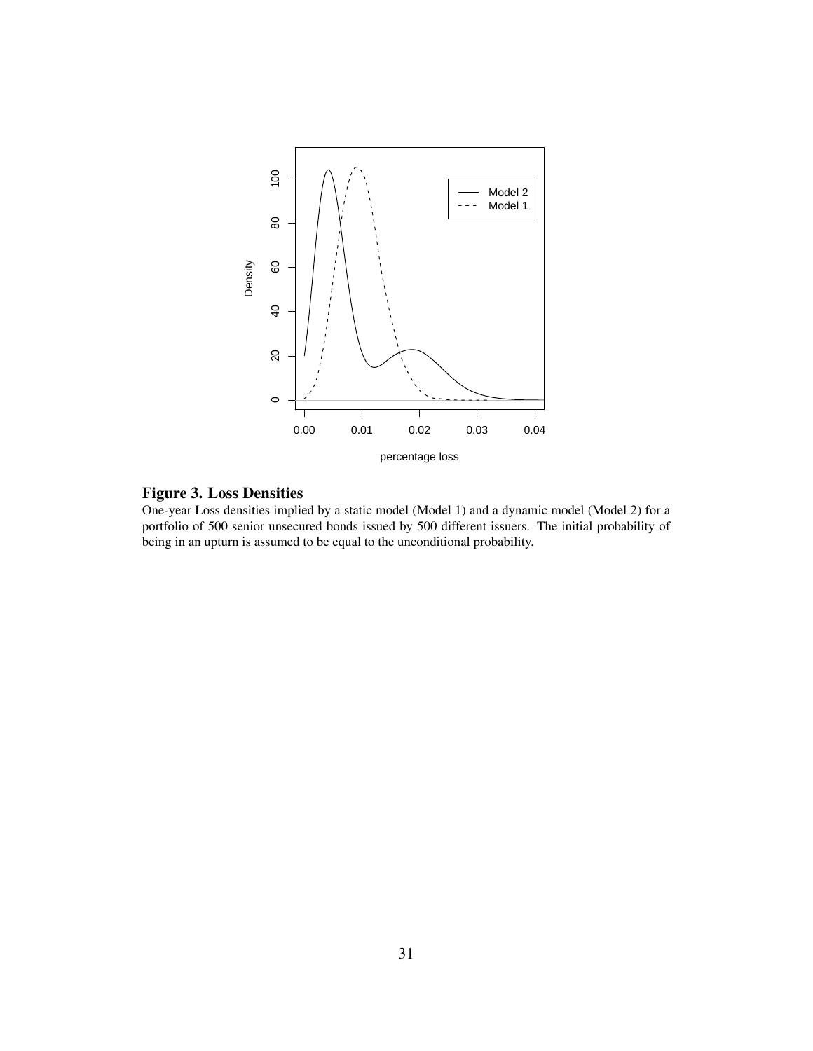**Figure 3. Loss Densities**

One-year Loss densities implied by a static model (Model 1) and a dynamic model (Model 2) for a portfolio of 500 senior unsecured bonds issued by 500 different issuers. The initial probability of being in an upturn is assumed to be equal to the unconditional probability.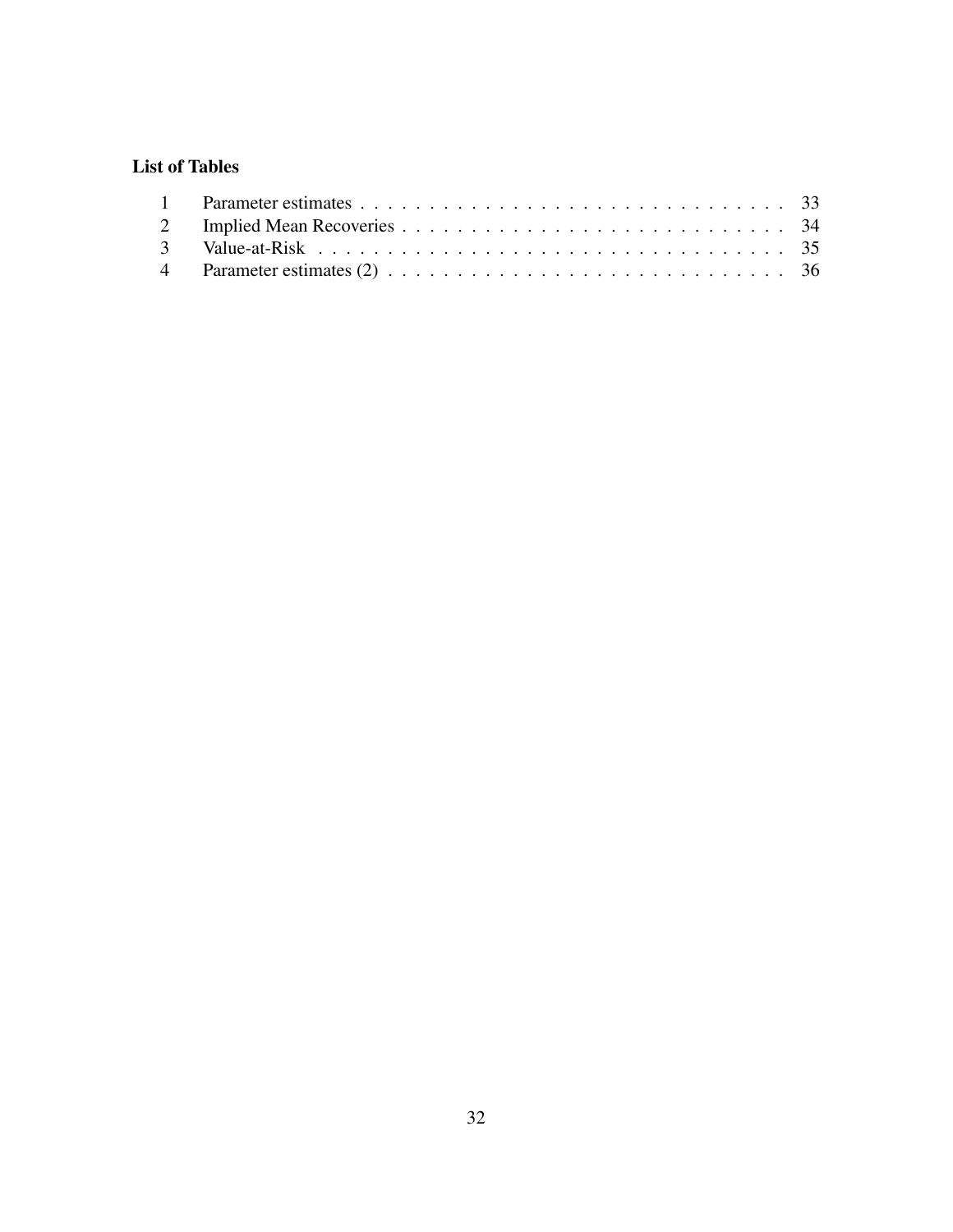## List of Tables

| | | |
|---|---|---|
| 1 | Parameter estimates | 33 |
| 2 | Implied Mean Recoveries | 34 |
| 3 | Value-at-Risk | 35 |
| 4 | Parameter estimates (2) | 36 |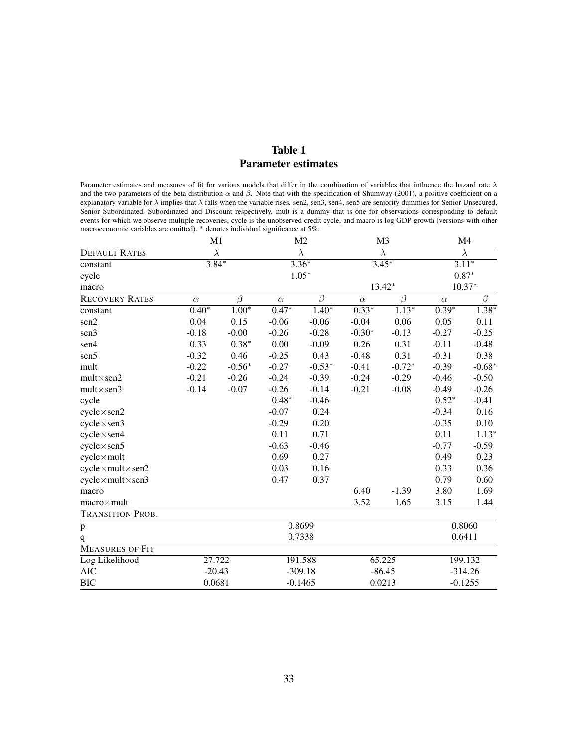# Table 1
# Parameter estimates

Parameter estimates and measures of fit for various models that differ in the combination of variables that influence the hazard rate $\lambda$ and the two parameters of the beta distribution $\alpha$ and $\beta$. Note that with the specification of Shumway (2001), a positive coefficient on a explanatory variable for $\lambda$ implies that $\lambda$ falls when the variable rises. sen2, sen3, sen4, sen5 are seniority dummies for Senior Unsecured, Senior Subordinated, Subordinated and Discount respectively, mult is a dummy that is one for observations corresponding to default events for which we observe multiple recoveries, cycle is the unobserved credit cycle, and macro is log GDP growth (versions with other macroeconomic variables are omitted). * denotes individual significance at 5%.

| | M1 | | M2 | | M3 | | M4 | |
|---|---|---|---|---|---|---|---|---|
| DEFAULT RATES | $\lambda$ | | $\lambda$ | | $\lambda$ | | $\lambda$ | |
| constant | 3.84* | | 3.36* | | 3.45* | | 3.11* | |
| cycle | | | 1.05* | | | | 0.87* | |
| macro | | | | | 13.42* | | 10.37* | |
| RECOVERY RATES | $\alpha$ | $\beta$ | $\alpha$ | $\beta$ | $\alpha$ | $\beta$ | $\alpha$ | $\beta$ |
| constant | 0.40* | 1.00* | 0.47* | 1.40* | 0.33* | 1.13* | 0.39* | 1.38* |
| sen2 | 0.04 | 0.15 | -0.06 | -0.06 | -0.04 | 0.06 | 0.05 | 0.11 |
| sen3 | -0.18 | -0.00 | -0.26 | -0.28 | -0.30* | -0.13 | -0.27 | -0.25 |
| sen4 | 0.33 | 0.38* | 0.00 | -0.09 | 0.26 | 0.31 | -0.11 | -0.48 |
| sen5 | -0.32 | 0.46 | -0.25 | 0.43 | -0.48 | 0.31 | -0.31 | 0.38 |
| mult | -0.22 | -0.56* | -0.27 | -0.53* | -0.41 | -0.72* | -0.39 | -0.68* |
| mult×sen2 | -0.21 | -0.26 | -0.24 | -0.39 | -0.24 | -0.29 | -0.46 | -0.50 |
| mult×sen3 | -0.14 | -0.07 | -0.26 | -0.14 | -0.21 | -0.08 | -0.49 | -0.26 |
| cycle | | | 0.48* | -0.46 | | | 0.52* | -0.41 |
| cycle×sen2 | | | -0.07 | 0.24 | | | -0.34 | 0.16 |
| cycle×sen3 | | | -0.29 | 0.20 | | | -0.35 | 0.10 |
| cycle×sen4 | | | 0.11 | 0.71 | | | 0.11 | 1.13* |
| cycle×sen5 | | | -0.63 | -0.46 | | | -0.77 | -0.59 |
| cycle×mult | | | 0.69 | 0.27 | | | 0.49 | 0.23 |
| cycle×mult×sen2 | | | 0.03 | 0.16 | | | 0.33 | 0.36 |
| cycle×mult×sen3 | | | 0.47 | 0.37 | | | 0.79 | 0.60 |
| macro | | | | | 6.40 | -1.39 | 3.80 | 1.69 |
| macro×mult | | | | | 3.52 | 1.65 | 3.15 | 1.44 |
| TRANSITION PROB. | | | | | | | | |
| p | | | 0.8699 | | | | 0.8060 | |
| q | | | 0.7338 | | | | 0.6411 | |
| MEASURES OF FIT | | | | | | | | |
| Log Likelihood | 27.722 | | 191.588 | | 65.225 | | 199.132 | |
| AIC | -20.43 | | -309.18 | | -86.45 | | -314.26 | |
| BIC | 0.0681 | | -0.1465 | | 0.0213 | | -0.1255 | |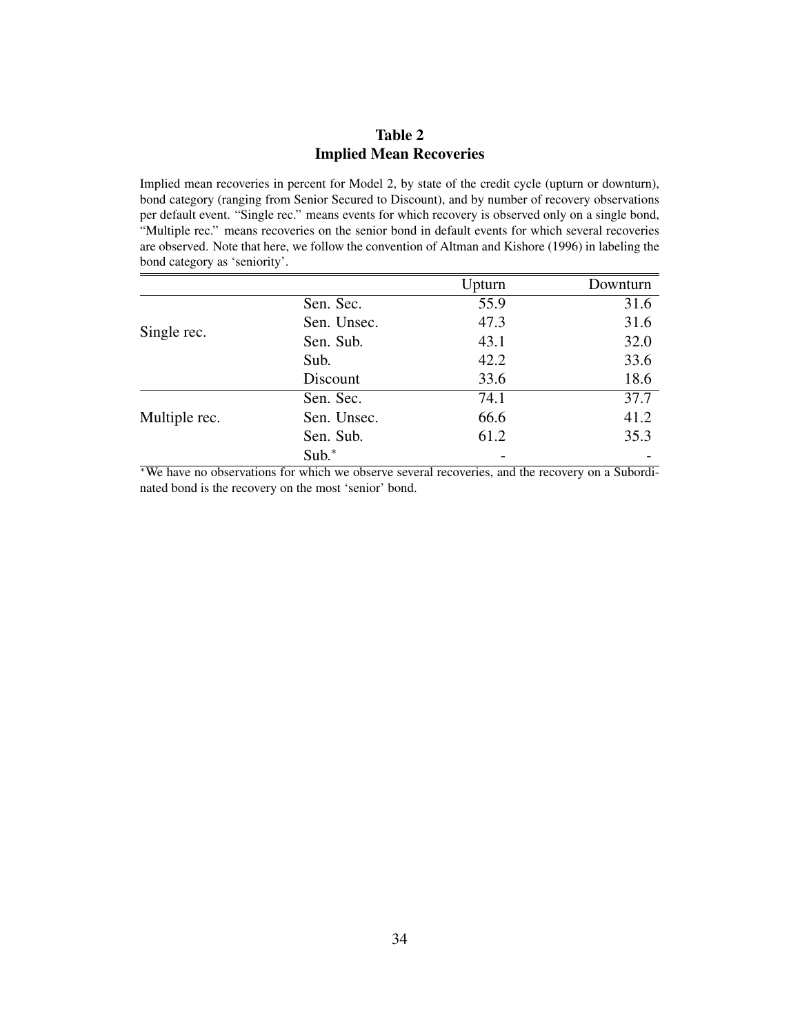## Table 2
## Implied Mean Recoveries

Implied mean recoveries in percent for Model 2, by state of the credit cycle (upturn or downturn), bond category (ranging from Senior Secured to Discount), and by number of recovery observations per default event. "Single rec." means events for which recovery is observed only on a single bond, "Multiple rec." means recoveries on the senior bond in default events for which several recoveries are observed. Note that here, we follow the convention of Altman and Kishore (1996) in labeling the bond category as 'seniority'.

| | | Upturn | Downturn |
|---|---|---|---|
| Single rec. | Sen. Sec. | 55.9 | 31.6 |
| | Sen. Unsec. | 47.3 | 31.6 |
| | Sen. Sub. | 43.1 | 32.0 |
| | Sub. | 42.2 | 33.6 |
| | Discount | 33.6 | 18.6 |
| Multiple rec. | Sen. Sec. | 74.1 | 37.7 |
| | Sen. Unsec. | 66.6 | 41.2 |
| | Sen. Sub. | 61.2 | 35.3 |
| | Sub.* | - | - |

*We have no observations for which we observe several recoveries, and the recovery on a Subordinated bond is the recovery on the most 'senior' bond.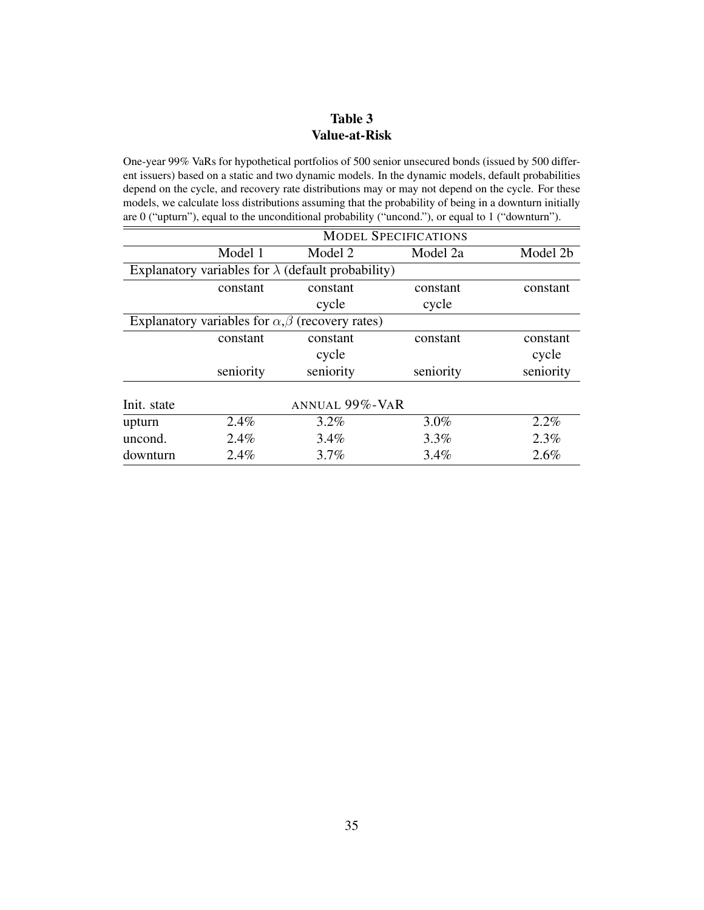# Table 3
# Value-at-Risk

One-year 99% VaRs for hypothetical portfolios of 500 senior unsecured bonds (issued by 500 different issuers) based on a static and two dynamic models. In the dynamic models, default probabilities depend on the cycle, and recovery rate distributions may or may not depend on the cycle. For these models, we calculate loss distributions assuming that the probability of being in a downturn initially are 0 ("upturn"), equal to the unconditional probability ("uncond."), or equal to 1 ("downturn").

| | MODEL SPECIFICATIONS | | | |
|---|---|---|---|---|
| | Model 1 | Model 2 | Model 2a | Model 2b |
| Explanatory variables for $\lambda$ (default probability) | | | | |
| | constant | constant | constant | constant |
| | | cycle | cycle | |
| Explanatory variables for $\alpha$,$\beta$ (recovery rates) | | | | |
| | constant | constant | constant | constant |
| | | cycle | | cycle |
| | seniority | seniority | seniority | seniority |
| Init. state | ANNUAL 99%-VAR | | | |
| upturn | 2.4% | 3.2% | 3.0% | 2.2% |
| uncond. | 2.4% | 3.4% | 3.3% | 2.3% |
| downturn | 2.4% | 3.7% | 3.4% | 2.6% |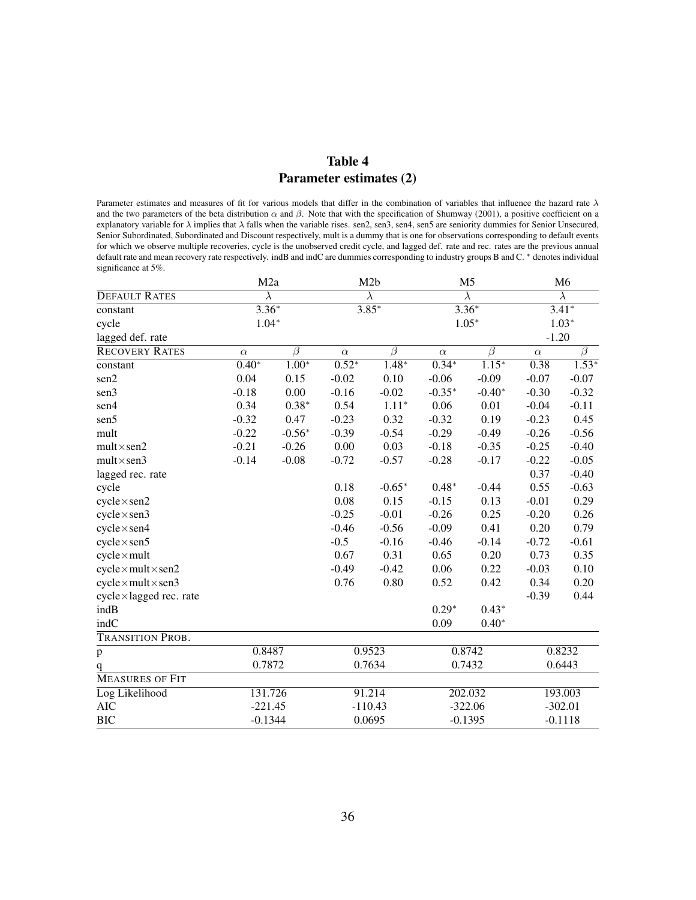# Table 4
# Parameter estimates (2)

Parameter estimates and measures of fit for various models that differ in the combination of variables that influence the hazard rate $\lambda$ and the two parameters of the beta distribution $\alpha$ and $\beta$. Note that with the specification of Shumway (2001), a positive coefficient on a explanatory variable for $\lambda$ implies that $\lambda$ falls when the variable rises. sen2, sen3, sen4, sen5 are seniority dummies for Senior Unsecured, Senior Subordinated, Subordinated and Discount respectively, mult is a dummy that is one for observations corresponding to default events for which we observe multiple recoveries, cycle is the unobserved credit cycle, and lagged def. rate and rec. rates are the previous annual default rate and mean recovery rate respectively. indB and indC are dummies corresponding to industry groups B and C. * denotes individual significance at 5%.

| | M2a | | M2b | | M5 | | M6 | |
|---|---|---|---|---|---|---|---|---|
| DEFAULT RATES | $\lambda$ | | $\lambda$ | | $\lambda$ | | $\lambda$ | |
| constant | 3.36* | | 3.85* | | 3.36* | | 3.41* | |
| cycle | 1.04* | | | | 1.05* | | 1.03* | |
| lagged def. rate | | | | | | | -1.20 | |
| RECOVERY RATES | $\alpha$ | $\beta$ | $\alpha$ | $\beta$ | $\alpha$ | $\beta$ | $\alpha$ | $\beta$ |
| constant | 0.40* | 1.00* | 0.52* | 1.48* | 0.34* | 1.15* | 0.38 | 1.53* |
| sen2 | 0.04 | 0.15 | -0.02 | 0.10 | -0.06 | -0.09 | -0.07 | -0.07 |
| sen3 | -0.18 | 0.00 | -0.16 | -0.02 | -0.35* | -0.40* | -0.30 | -0.32 |
| sen4 | 0.34 | 0.38* | 0.54 | 1.11* | 0.06 | 0.01 | -0.04 | -0.11 |
| sen5 | -0.32 | 0.47 | -0.23 | 0.32 | -0.32 | 0.19 | -0.23 | 0.45 |
| mult | -0.22 | -0.56* | -0.39 | -0.54 | -0.29 | -0.49 | -0.26 | -0.56 |
| mult×sen2 | -0.21 | -0.26 | 0.00 | 0.03 | -0.18 | -0.35 | -0.25 | -0.40 |
| mult×sen3 | -0.14 | -0.08 | -0.72 | -0.57 | -0.28 | -0.17 | -0.22 | -0.05 |
| lagged rec. rate | | | | | | | 0.37 | -0.40 |
| cycle | | | 0.18 | -0.65* | 0.48* | -0.44 | 0.55 | -0.63 |
| cycle×sen2 | | | 0.08 | 0.15 | -0.15 | 0.13 | -0.01 | 0.29 |
| cycle×sen3 | | | -0.25 | -0.01 | -0.26 | 0.25 | -0.20 | 0.26 |
| cycle×sen4 | | | -0.46 | -0.56 | -0.09 | 0.41 | 0.20 | 0.79 |
| cycle×sen5 | | | -0.5 | -0.16 | -0.46 | -0.14 | -0.72 | -0.61 |
| cycle×mult | | | 0.67 | 0.31 | 0.65 | 0.20 | 0.73 | 0.35 |
| cycle×mult×sen2 | | | -0.49 | -0.42 | 0.06 | 0.22 | -0.03 | 0.10 |
| cycle×mult×sen3 | | | 0.76 | 0.80 | 0.52 | 0.42 | 0.34 | 0.20 |
| cycle×lagged rec. rate | | | | | | | -0.39 | 0.44 |
| indB | | | | | 0.29* | 0.43* | | |
| indC | | | | | 0.09 | 0.40* | | |
| TRANSITION PROB. | | | | | | | | |
| p | 0.8487 | | 0.9523 | | 0.8742 | | 0.8232 | |
| q | 0.7872 | | 0.7634 | | 0.7432 | | 0.6443 | |
| MEASURES OF FIT | | | | | | | | |
| Log Likelihood | 131.726 | | 91.214 | | 202.032 | | 193.003 | |
| AIC | -221.45 | | -110.43 | | -322.06 | | -302.01 | |
| BIC | -0.1344 | | 0.0695 | | -0.1395 | | -0.1118 | |